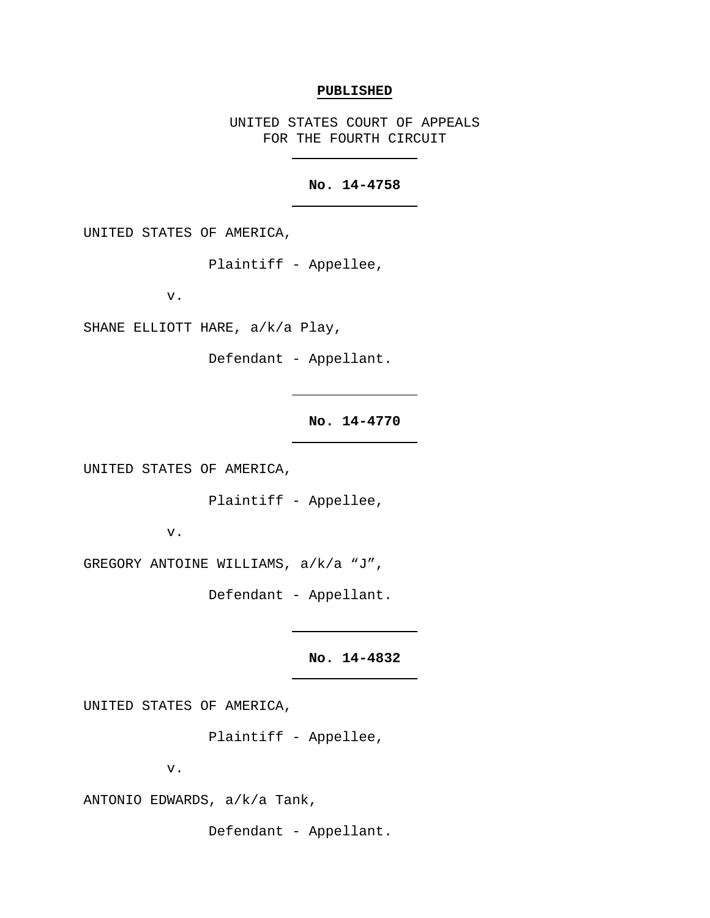**PUBLISHED**

UNITED STATES COURT OF APPEALS
FOR THE FOURTH CIRCUIT

---

**No. 14-4758**

---

UNITED STATES OF AMERICA,

Plaintiff - Appellee,

v.

SHANE ELLIOTT HARE, a/k/a Play,

Defendant - Appellant.

---

**No. 14-4770**

---

UNITED STATES OF AMERICA,

Plaintiff - Appellee,

v.

GREGORY ANTOINE WILLIAMS, a/k/a "J",

Defendant - Appellant.

---

**No. 14-4832**

---

UNITED STATES OF AMERICA,

Plaintiff - Appellee,

v.

ANTONIO EDWARDS, a/k/a Tank,

Defendant - Appellant.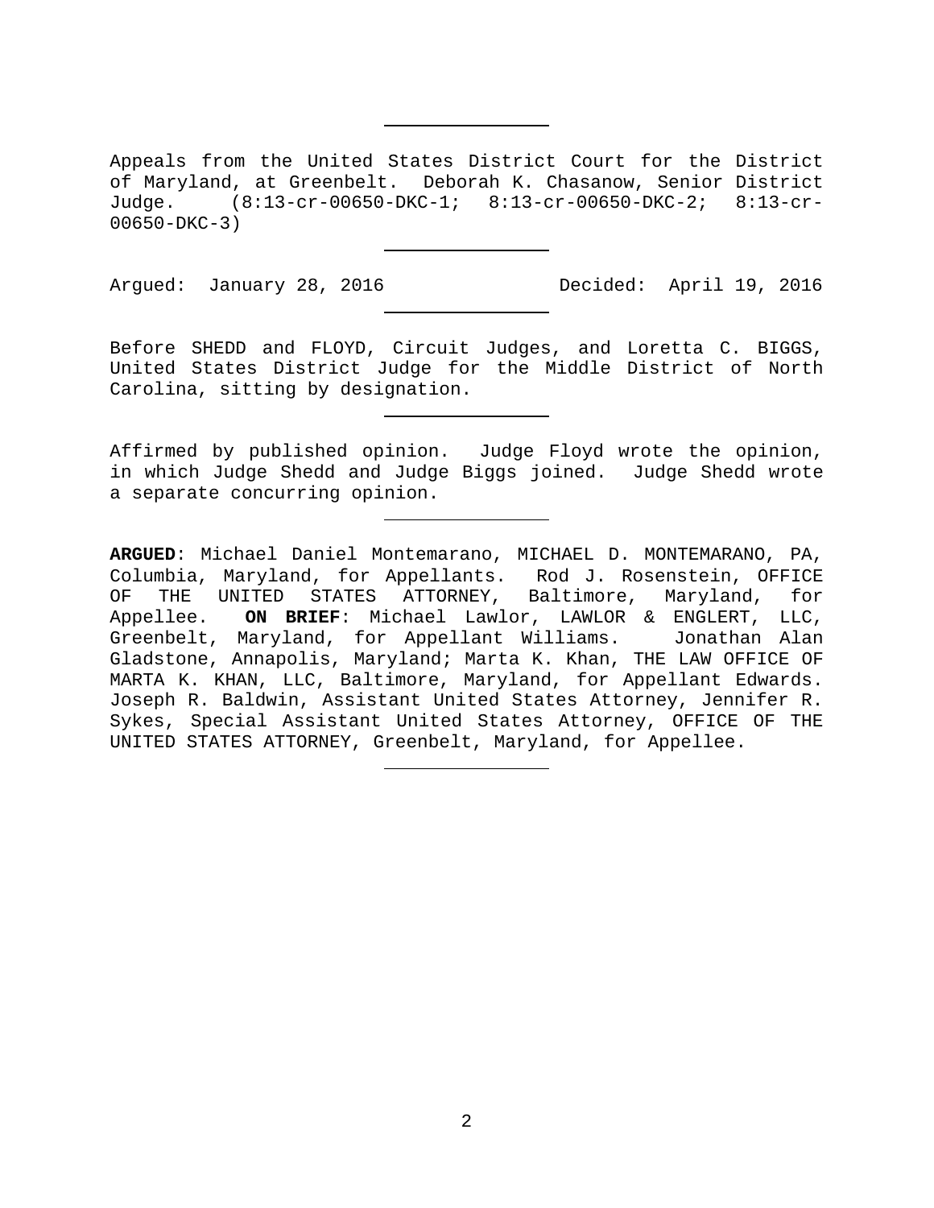Appeals from the United States District Court for the District of Maryland, at Greenbelt. Deborah K. Chasanow, Senior District Judge. (8:13-cr-00650-DKC-1; 8:13-cr-00650-DKC-2; 8:13-cr-00650-DKC-3)

---

Argued: January 28, 2016 Decided: April 19, 2016

---

Before SHEDD and FLOYD, Circuit Judges, and Loretta C. BIGGS, United States District Judge for the Middle District of North Carolina, sitting by designation.

---

Affirmed by published opinion. Judge Floyd wrote the opinion, in which Judge Shedd and Judge Biggs joined. Judge Shedd wrote a separate concurring opinion.

---

**ARGUED**: Michael Daniel Montemarano, MICHAEL D. MONTEMARANO, PA, Columbia, Maryland, for Appellants. Rod J. Rosenstein, OFFICE OF THE UNITED STATES ATTORNEY, Baltimore, Maryland, for Appellee. **ON BRIEF**: Michael Lawlor, LAWLOR & ENGLERT, LLC, Greenbelt, Maryland, for Appellant Williams. Jonathan Alan Gladstone, Annapolis, Maryland; Marta K. Khan, THE LAW OFFICE OF MARTA K. KHAN, LLC, Baltimore, Maryland, for Appellant Edwards. Joseph R. Baldwin, Assistant United States Attorney, Jennifer R. Sykes, Special Assistant United States Attorney, OFFICE OF THE UNITED STATES ATTORNEY, Greenbelt, Maryland, for Appellee.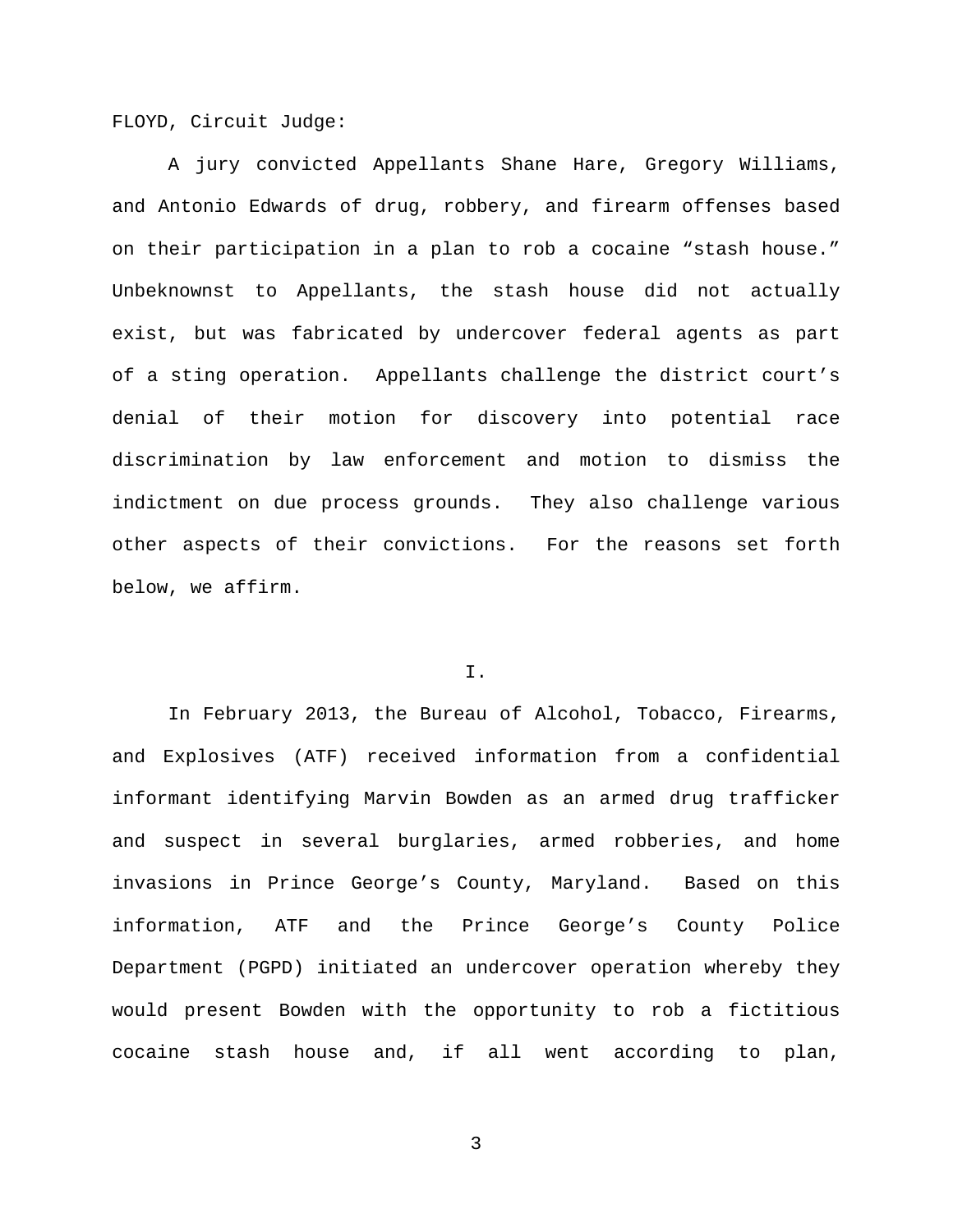FLOYD, Circuit Judge:

A jury convicted Appellants Shane Hare, Gregory Williams, and Antonio Edwards of drug, robbery, and firearm offenses based on their participation in a plan to rob a cocaine "stash house." Unbeknownst to Appellants, the stash house did not actually exist, but was fabricated by undercover federal agents as part of a sting operation. Appellants challenge the district court's denial of their motion for discovery into potential race discrimination by law enforcement and motion to dismiss the indictment on due process grounds. They also challenge various other aspects of their convictions. For the reasons set forth below, we affirm.

I.

In February 2013, the Bureau of Alcohol, Tobacco, Firearms, and Explosives (ATF) received information from a confidential informant identifying Marvin Bowden as an armed drug trafficker and suspect in several burglaries, armed robberies, and home invasions in Prince George's County, Maryland. Based on this information, ATF and the Prince George's County Police Department (PGPD) initiated an undercover operation whereby they would present Bowden with the opportunity to rob a fictitious cocaine stash house and, if all went according to plan,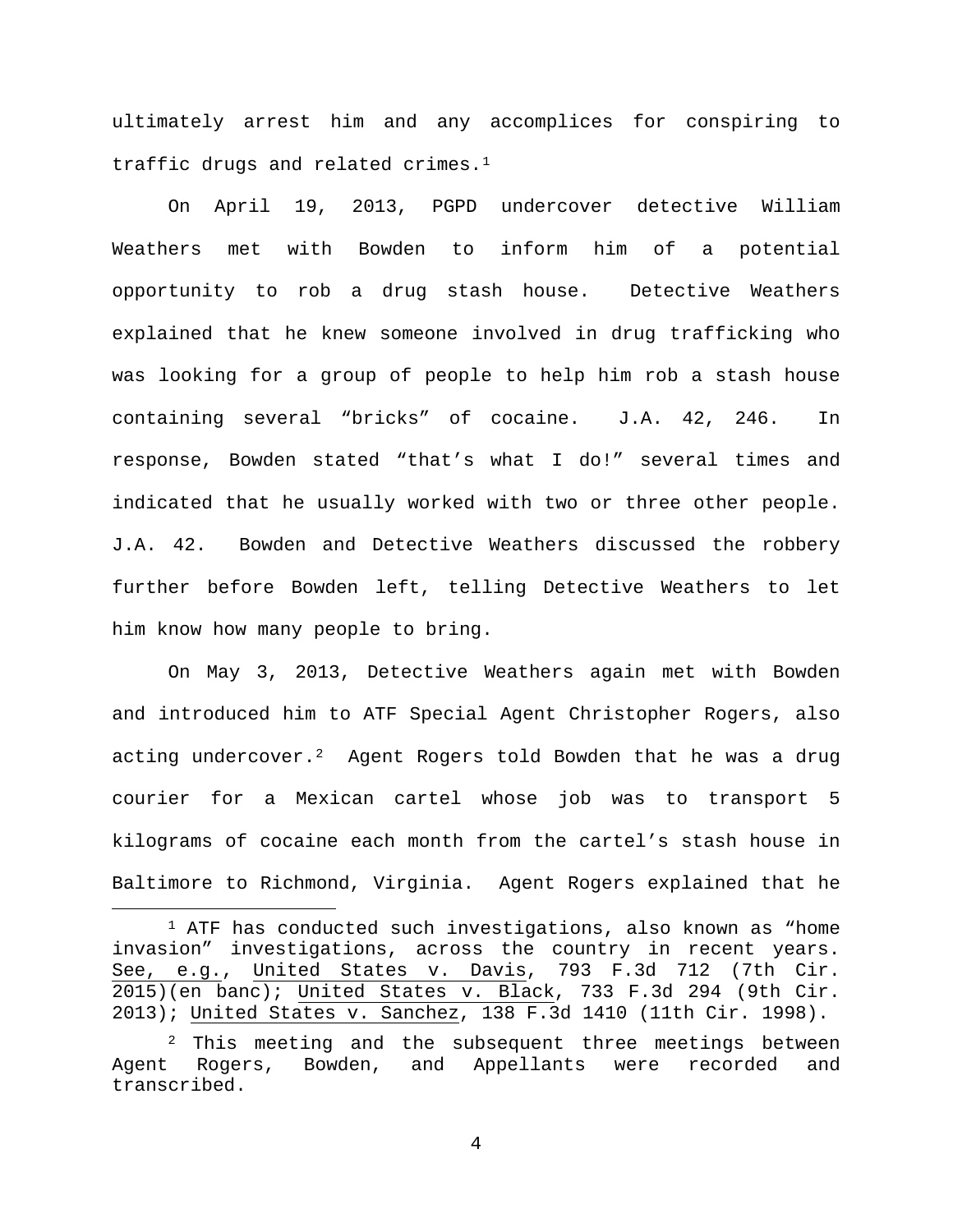ultimately arrest him and any accomplices for conspiring to traffic drugs and related crimes.[1]

On April 19, 2013, PGPD undercover detective William Weathers met with Bowden to inform him of a potential opportunity to rob a drug stash house. Detective Weathers explained that he knew someone involved in drug trafficking who was looking for a group of people to help him rob a stash house containing several "bricks" of cocaine. J.A. 42, 246. In response, Bowden stated "that's what I do!" several times and indicated that he usually worked with two or three other people. J.A. 42. Bowden and Detective Weathers discussed the robbery further before Bowden left, telling Detective Weathers to let him know how many people to bring.

On May 3, 2013, Detective Weathers again met with Bowden and introduced him to ATF Special Agent Christopher Rogers, also acting undercover.[2] Agent Rogers told Bowden that he was a drug courier for a Mexican cartel whose job was to transport 5 kilograms of cocaine each month from the cartel's stash house in Baltimore to Richmond, Virginia. Agent Rogers explained that he

---

[1] ATF has conducted such investigations, also known as "home invasion" investigations, across the country in recent years. See, e.g., United States v. Davis, 793 F.3d 712 (7th Cir. 2015)(en banc); United States v. Black, 733 F.3d 294 (9th Cir. 2013); United States v. Sanchez, 138 F.3d 1410 (11th Cir. 1998).

[2] This meeting and the subsequent three meetings between Agent Rogers, Bowden, and Appellants were recorded and transcribed.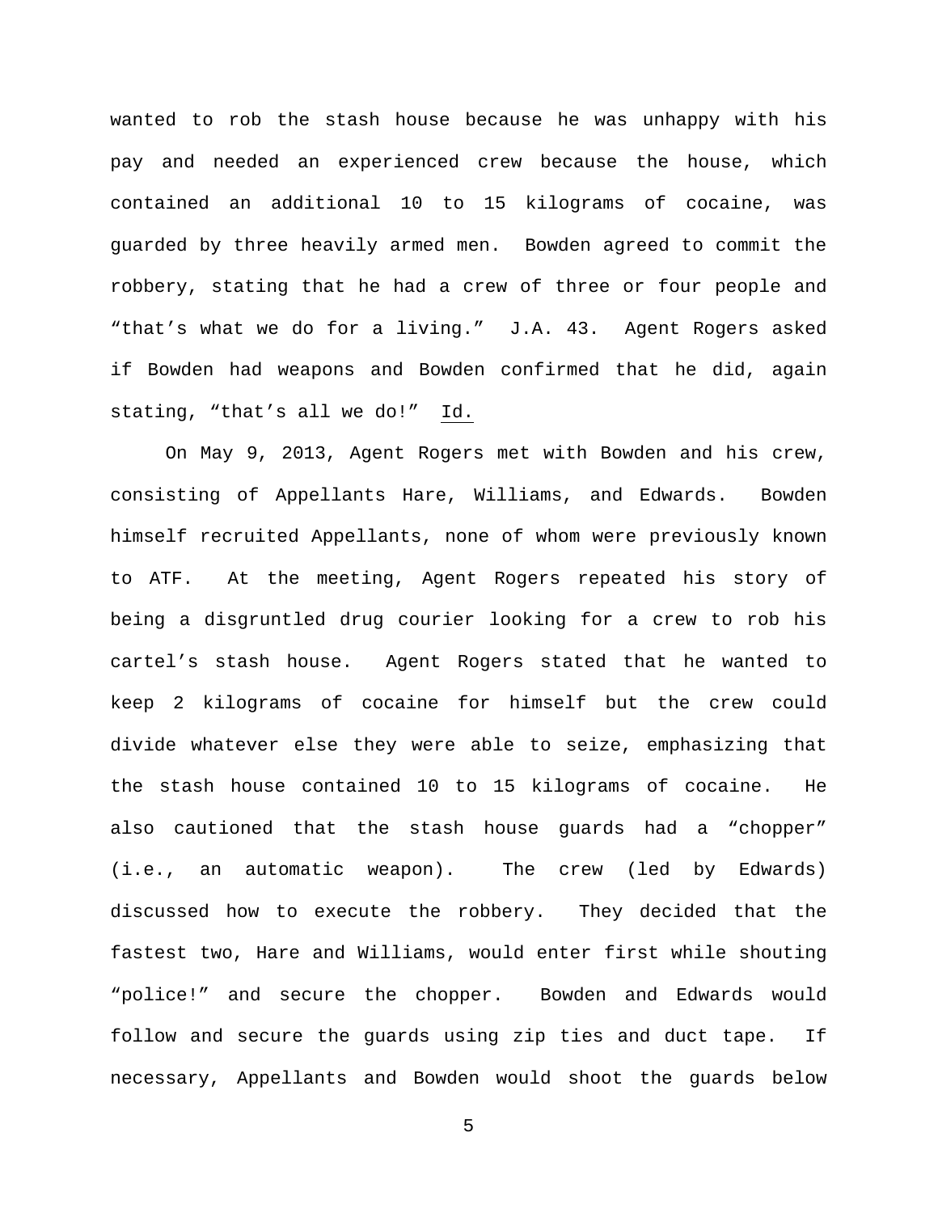wanted to rob the stash house because he was unhappy with his pay and needed an experienced crew because the house, which contained an additional 10 to 15 kilograms of cocaine, was guarded by three heavily armed men. Bowden agreed to commit the robbery, stating that he had a crew of three or four people and "that's what we do for a living." J.A. 43. Agent Rogers asked if Bowden had weapons and Bowden confirmed that he did, again stating, "that's all we do!" Id.

On May 9, 2013, Agent Rogers met with Bowden and his crew, consisting of Appellants Hare, Williams, and Edwards. Bowden himself recruited Appellants, none of whom were previously known to ATF. At the meeting, Agent Rogers repeated his story of being a disgruntled drug courier looking for a crew to rob his cartel's stash house. Agent Rogers stated that he wanted to keep 2 kilograms of cocaine for himself but the crew could divide whatever else they were able to seize, emphasizing that the stash house contained 10 to 15 kilograms of cocaine. He also cautioned that the stash house guards had a "chopper" (i.e., an automatic weapon). The crew (led by Edwards) discussed how to execute the robbery. They decided that the fastest two, Hare and Williams, would enter first while shouting "police!" and secure the chopper. Bowden and Edwards would follow and secure the guards using zip ties and duct tape. If necessary, Appellants and Bowden would shoot the guards below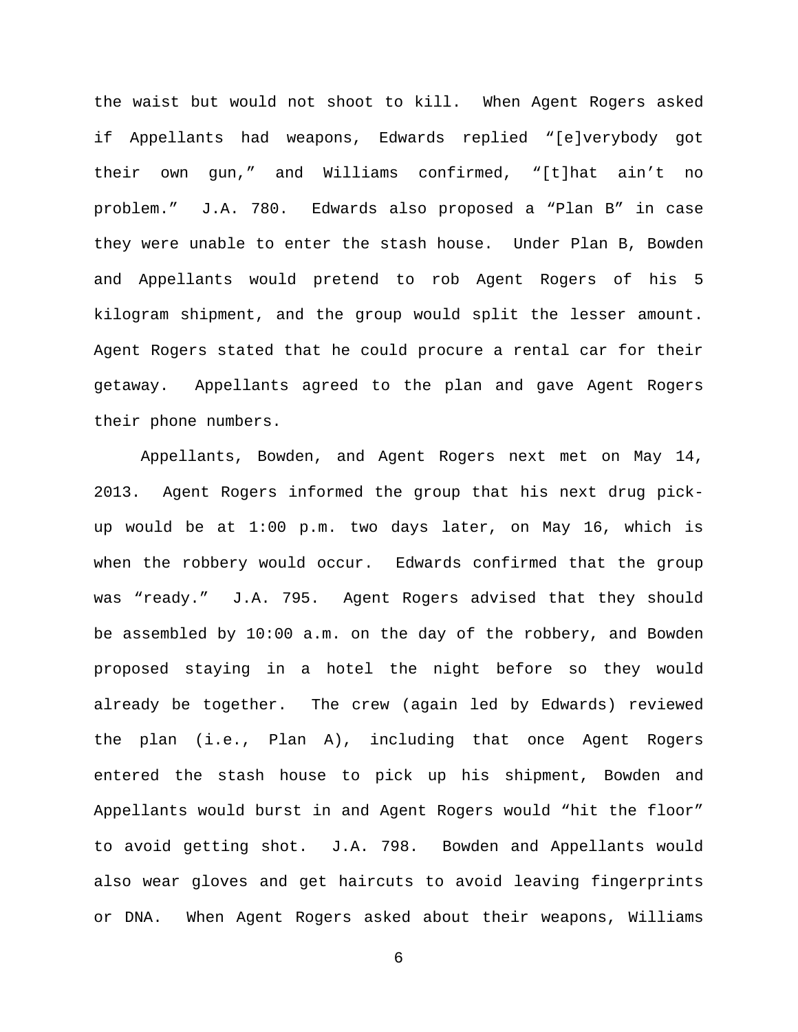the waist but would not shoot to kill. When Agent Rogers asked if Appellants had weapons, Edwards replied "[e]verybody got their own gun," and Williams confirmed, "[t]hat ain't no problem." J.A. 780. Edwards also proposed a "Plan B" in case they were unable to enter the stash house. Under Plan B, Bowden and Appellants would pretend to rob Agent Rogers of his 5 kilogram shipment, and the group would split the lesser amount. Agent Rogers stated that he could procure a rental car for their getaway. Appellants agreed to the plan and gave Agent Rogers their phone numbers.

Appellants, Bowden, and Agent Rogers next met on May 14, 2013. Agent Rogers informed the group that his next drug pick-up would be at 1:00 p.m. two days later, on May 16, which is when the robbery would occur. Edwards confirmed that the group was "ready." J.A. 795. Agent Rogers advised that they should be assembled by 10:00 a.m. on the day of the robbery, and Bowden proposed staying in a hotel the night before so they would already be together. The crew (again led by Edwards) reviewed the plan (i.e., Plan A), including that once Agent Rogers entered the stash house to pick up his shipment, Bowden and Appellants would burst in and Agent Rogers would "hit the floor" to avoid getting shot. J.A. 798. Bowden and Appellants would also wear gloves and get haircuts to avoid leaving fingerprints or DNA. When Agent Rogers asked about their weapons, Williams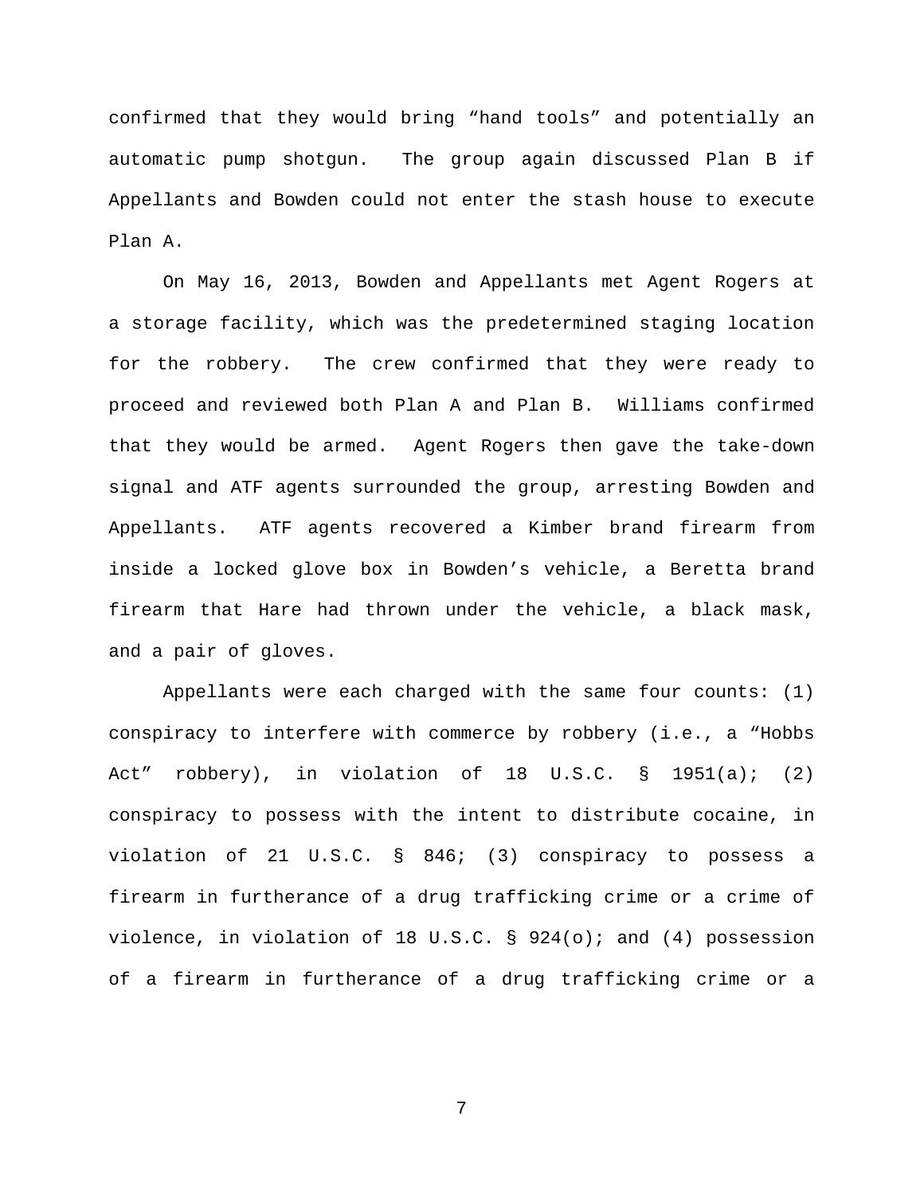confirmed that they would bring "hand tools" and potentially an automatic pump shotgun. The group again discussed Plan B if Appellants and Bowden could not enter the stash house to execute Plan A.

On May 16, 2013, Bowden and Appellants met Agent Rogers at a storage facility, which was the predetermined staging location for the robbery. The crew confirmed that they were ready to proceed and reviewed both Plan A and Plan B. Williams confirmed that they would be armed. Agent Rogers then gave the take-down signal and ATF agents surrounded the group, arresting Bowden and Appellants. ATF agents recovered a Kimber brand firearm from inside a locked glove box in Bowden's vehicle, a Beretta brand firearm that Hare had thrown under the vehicle, a black mask, and a pair of gloves.

Appellants were each charged with the same four counts: (1) conspiracy to interfere with commerce by robbery (i.e., a "Hobbs Act" robbery), in violation of 18 U.S.C. § 1951(a); (2) conspiracy to possess with the intent to distribute cocaine, in violation of 21 U.S.C. § 846; (3) conspiracy to possess a firearm in furtherance of a drug trafficking crime or a crime of violence, in violation of 18 U.S.C. § 924(o); and (4) possession of a firearm in furtherance of a drug trafficking crime or a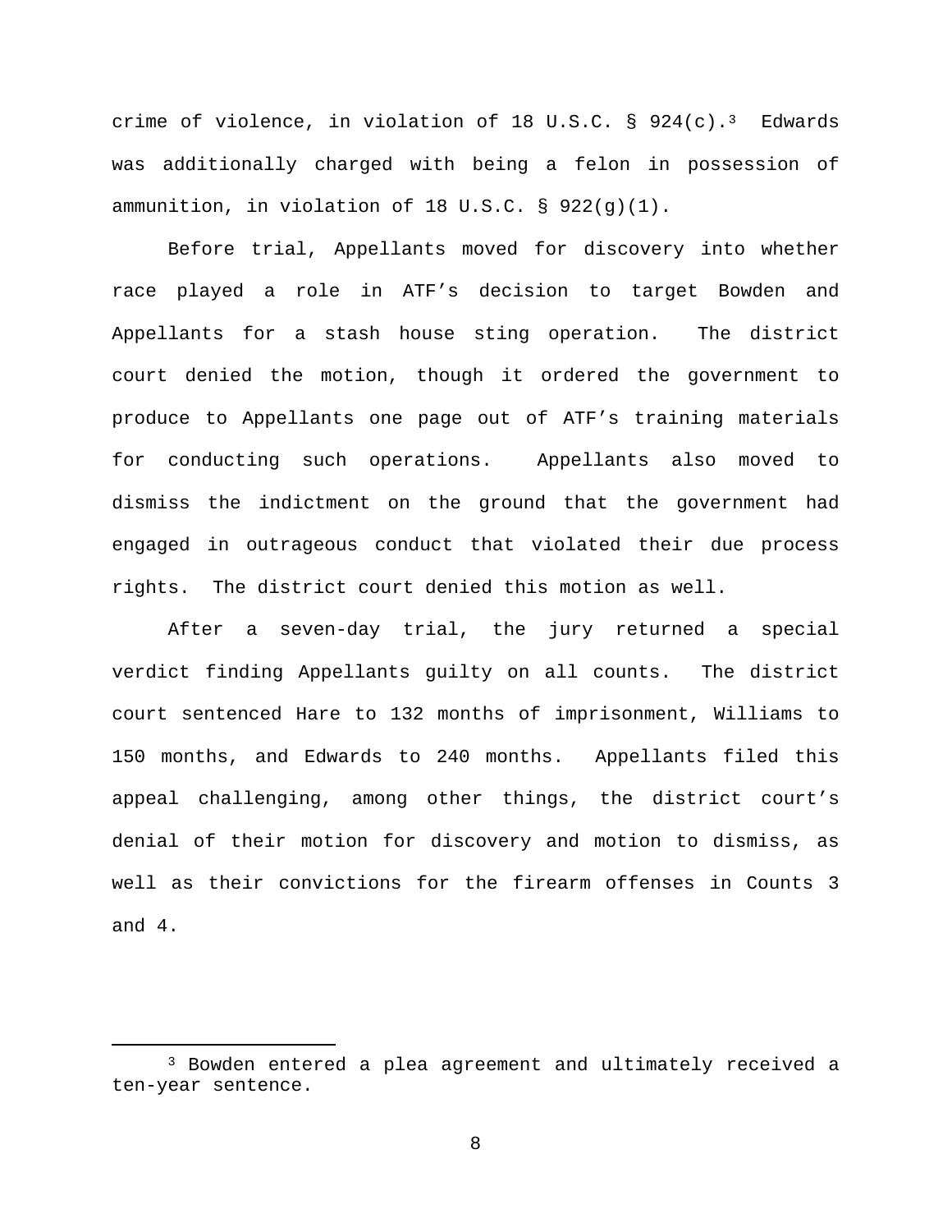crime of violence, in violation of 18 U.S.C. § 924(c).[3] Edwards was additionally charged with being a felon in possession of ammunition, in violation of 18 U.S.C. § 922(g)(1).

Before trial, Appellants moved for discovery into whether race played a role in ATF's decision to target Bowden and Appellants for a stash house sting operation. The district court denied the motion, though it ordered the government to produce to Appellants one page out of ATF's training materials for conducting such operations. Appellants also moved to dismiss the indictment on the ground that the government had engaged in outrageous conduct that violated their due process rights. The district court denied this motion as well.

After a seven-day trial, the jury returned a special verdict finding Appellants guilty on all counts. The district court sentenced Hare to 132 months of imprisonment, Williams to 150 months, and Edwards to 240 months. Appellants filed this appeal challenging, among other things, the district court's denial of their motion for discovery and motion to dismiss, as well as their convictions for the firearm offenses in Counts 3 and 4.

---

[3] Bowden entered a plea agreement and ultimately received a ten-year sentence.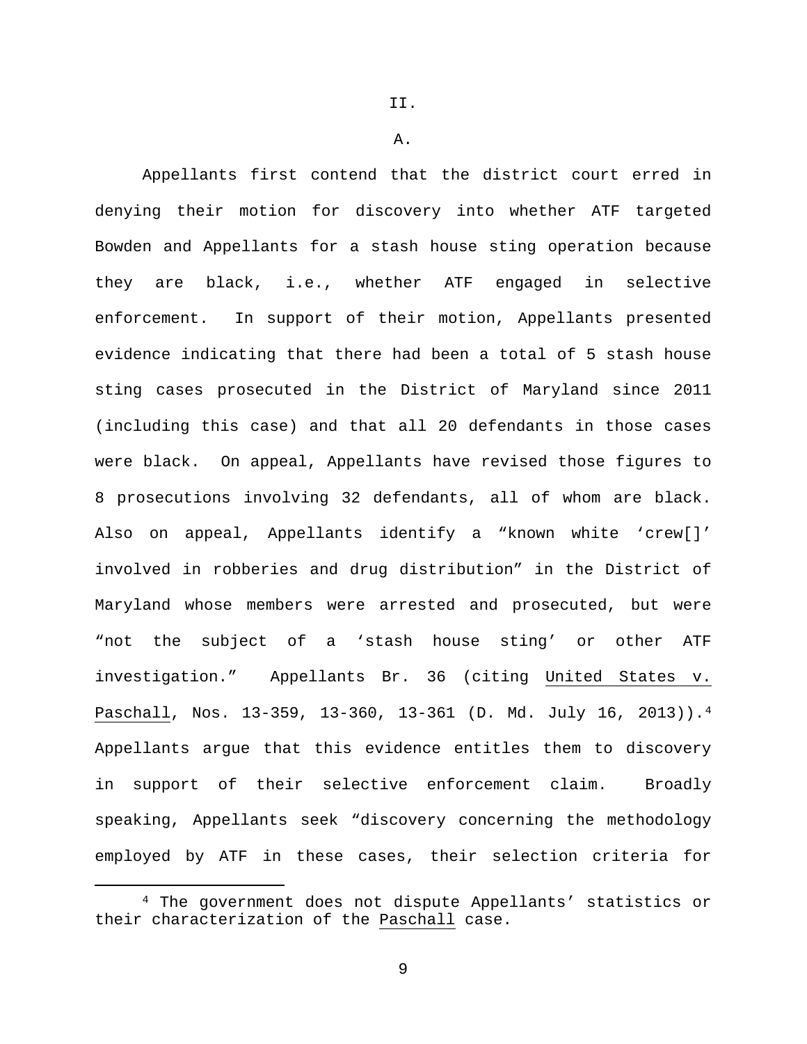## II.

### A.

Appellants first contend that the district court erred in denying their motion for discovery into whether ATF targeted Bowden and Appellants for a stash house sting operation because they are black, i.e., whether ATF engaged in selective enforcement. In support of their motion, Appellants presented evidence indicating that there had been a total of 5 stash house sting cases prosecuted in the District of Maryland since 2011 (including this case) and that all 20 defendants in those cases were black. On appeal, Appellants have revised those figures to 8 prosecutions involving 32 defendants, all of whom are black. Also on appeal, Appellants identify a "known white 'crew[]' involved in robberies and drug distribution" in the District of Maryland whose members were arrested and prosecuted, but were "not the subject of a 'stash house sting' or other ATF investigation." Appellants Br. 36 (citing United States v. Paschall, Nos. 13-359, 13-360, 13-361 (D. Md. July 16, 2013)).[4] Appellants argue that this evidence entitles them to discovery in support of their selective enforcement claim. Broadly speaking, Appellants seek "discovery concerning the methodology employed by ATF in these cases, their selection criteria for

---

[4] The government does not dispute Appellants' statistics or their characterization of the Paschall case.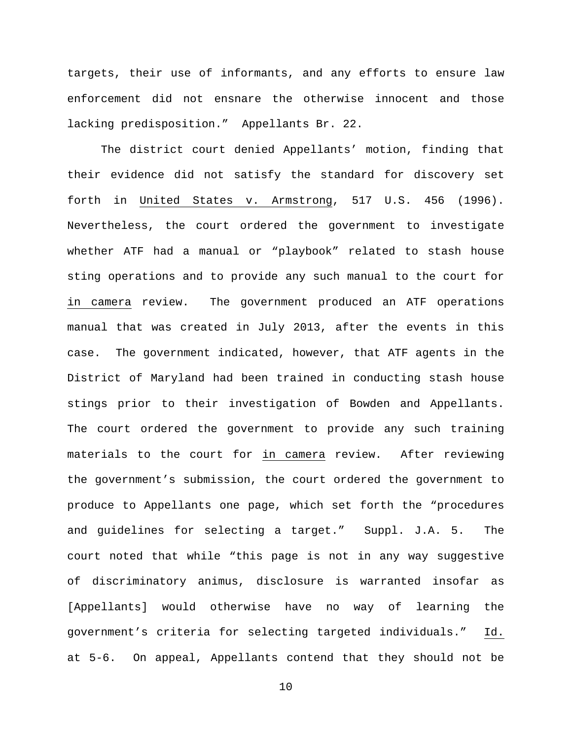targets, their use of informants, and any efforts to ensure law enforcement did not ensnare the otherwise innocent and those lacking predisposition." Appellants Br. 22.

The district court denied Appellants' motion, finding that their evidence did not satisfy the standard for discovery set forth in United States v. Armstrong, 517 U.S. 456 (1996). Nevertheless, the court ordered the government to investigate whether ATF had a manual or "playbook" related to stash house sting operations and to provide any such manual to the court for in camera review. The government produced an ATF operations manual that was created in July 2013, after the events in this case. The government indicated, however, that ATF agents in the District of Maryland had been trained in conducting stash house stings prior to their investigation of Bowden and Appellants. The court ordered the government to provide any such training materials to the court for in camera review. After reviewing the government's submission, the court ordered the government to produce to Appellants one page, which set forth the "procedures and guidelines for selecting a target." Suppl. J.A. 5. The court noted that while "this page is not in any way suggestive of discriminatory animus, disclosure is warranted insofar as [Appellants] would otherwise have no way of learning the government's criteria for selecting targeted individuals." Id. at 5-6. On appeal, Appellants contend that they should not be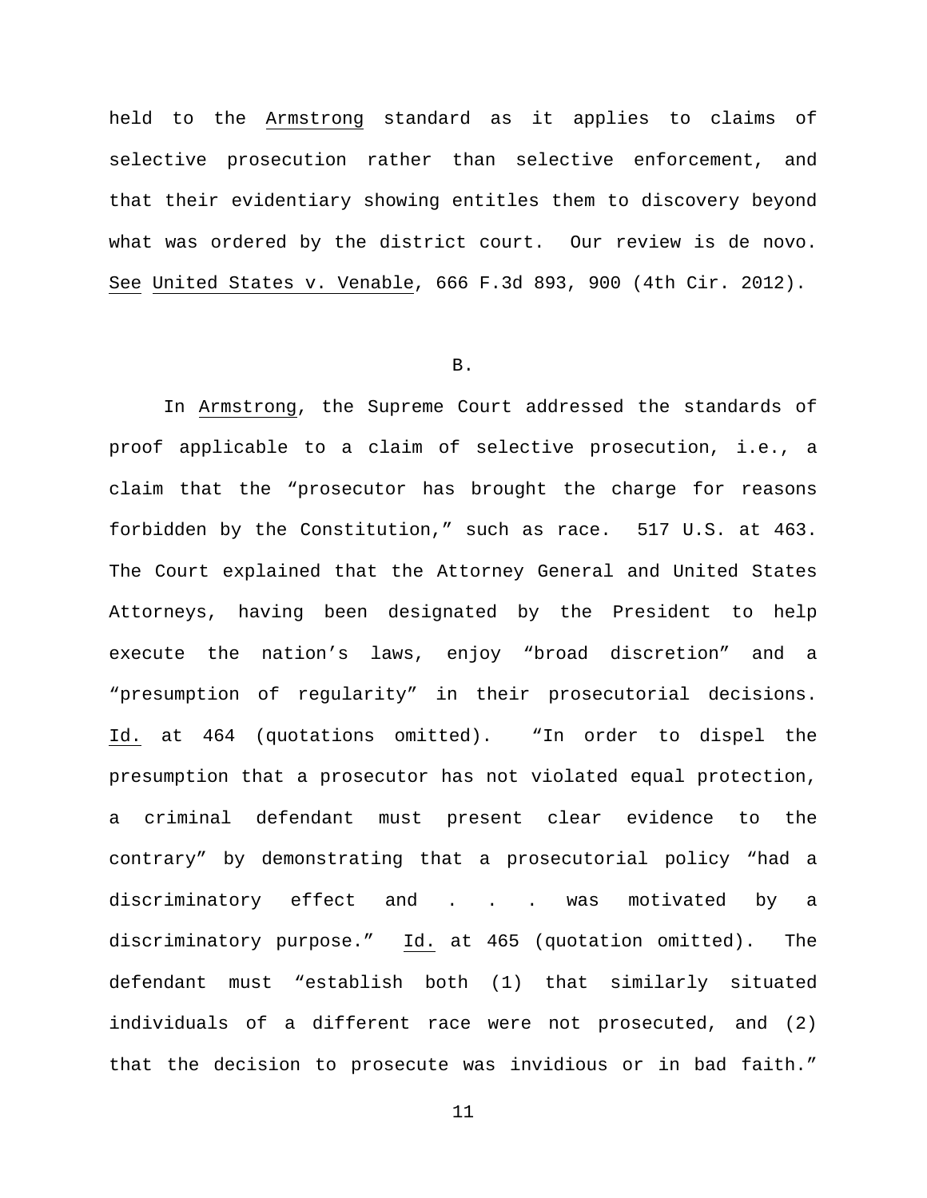held to the Armstrong standard as it applies to claims of selective prosecution rather than selective enforcement, and that their evidentiary showing entitles them to discovery beyond what was ordered by the district court. Our review is de novo. See United States v. Venable, 666 F.3d 893, 900 (4th Cir. 2012).

B.

In Armstrong, the Supreme Court addressed the standards of proof applicable to a claim of selective prosecution, i.e., a claim that the "prosecutor has brought the charge for reasons forbidden by the Constitution," such as race. 517 U.S. at 463. The Court explained that the Attorney General and United States Attorneys, having been designated by the President to help execute the nation's laws, enjoy "broad discretion" and a "presumption of regularity" in their prosecutorial decisions. Id. at 464 (quotations omitted). "In order to dispel the presumption that a prosecutor has not violated equal protection, a criminal defendant must present clear evidence to the contrary" by demonstrating that a prosecutorial policy "had a discriminatory effect and . . . was motivated by a discriminatory purpose." Id. at 465 (quotation omitted). The defendant must "establish both (1) that similarly situated individuals of a different race were not prosecuted, and (2) that the decision to prosecute was invidious or in bad faith."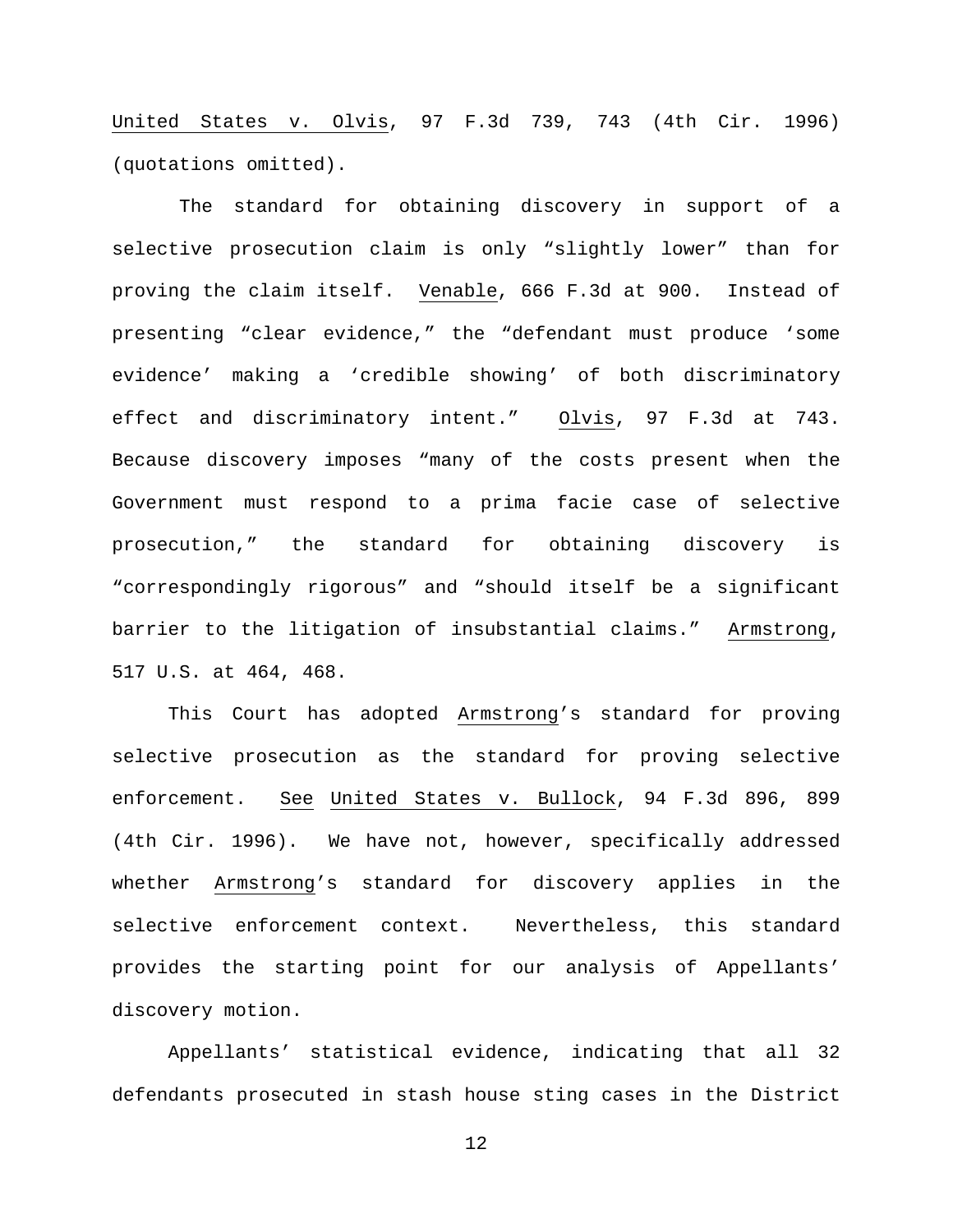United States v. Olvis, 97 F.3d 739, 743 (4th Cir. 1996) (quotations omitted).

The standard for obtaining discovery in support of a selective prosecution claim is only "slightly lower" than for proving the claim itself. Venable, 666 F.3d at 900. Instead of presenting "clear evidence," the "defendant must produce 'some evidence' making a 'credible showing' of both discriminatory effect and discriminatory intent." Olvis, 97 F.3d at 743. Because discovery imposes "many of the costs present when the Government must respond to a prima facie case of selective prosecution," the standard for obtaining discovery is "correspondingly rigorous" and "should itself be a significant barrier to the litigation of insubstantial claims." Armstrong, 517 U.S. at 464, 468.

This Court has adopted Armstrong's standard for proving selective prosecution as the standard for proving selective enforcement. See United States v. Bullock, 94 F.3d 896, 899 (4th Cir. 1996). We have not, however, specifically addressed whether Armstrong's standard for discovery applies in the selective enforcement context. Nevertheless, this standard provides the starting point for our analysis of Appellants' discovery motion.

Appellants' statistical evidence, indicating that all 32 defendants prosecuted in stash house sting cases in the District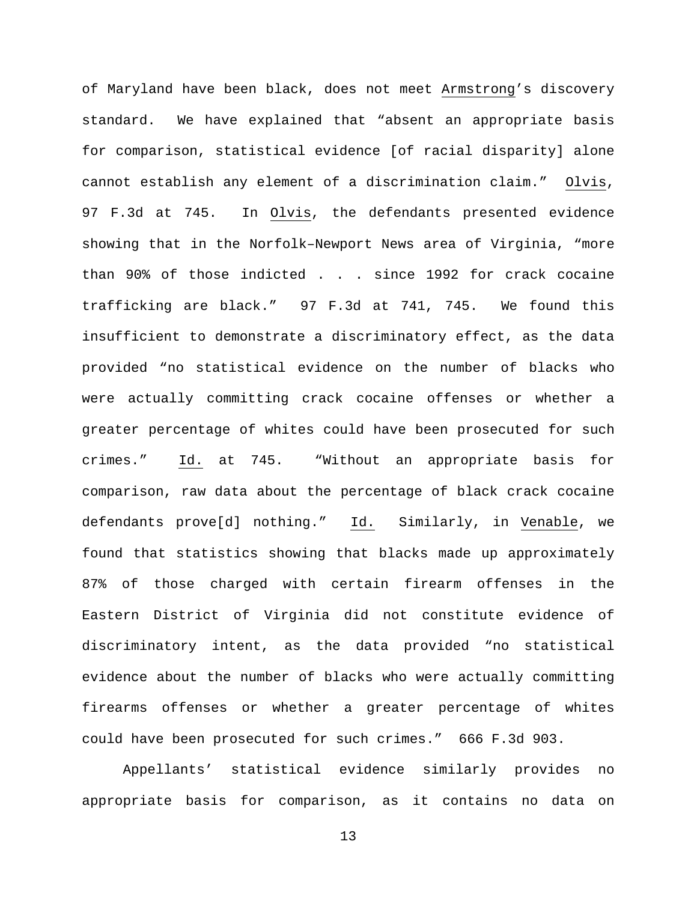of Maryland have been black, does not meet Armstrong's discovery standard. We have explained that "absent an appropriate basis for comparison, statistical evidence [of racial disparity] alone cannot establish any element of a discrimination claim." Olvis, 97 F.3d at 745. In Olvis, the defendants presented evidence showing that in the Norfolk–Newport News area of Virginia, "more than 90% of those indicted . . . since 1992 for crack cocaine trafficking are black." 97 F.3d at 741, 745. We found this insufficient to demonstrate a discriminatory effect, as the data provided "no statistical evidence on the number of blacks who were actually committing crack cocaine offenses or whether a greater percentage of whites could have been prosecuted for such crimes." Id. at 745. "Without an appropriate basis for comparison, raw data about the percentage of black crack cocaine defendants prove[d] nothing." Id. Similarly, in Venable, we found that statistics showing that blacks made up approximately 87% of those charged with certain firearm offenses in the Eastern District of Virginia did not constitute evidence of discriminatory intent, as the data provided "no statistical evidence about the number of blacks who were actually committing firearms offenses or whether a greater percentage of whites could have been prosecuted for such crimes." 666 F.3d 903.

Appellants' statistical evidence similarly provides no appropriate basis for comparison, as it contains no data on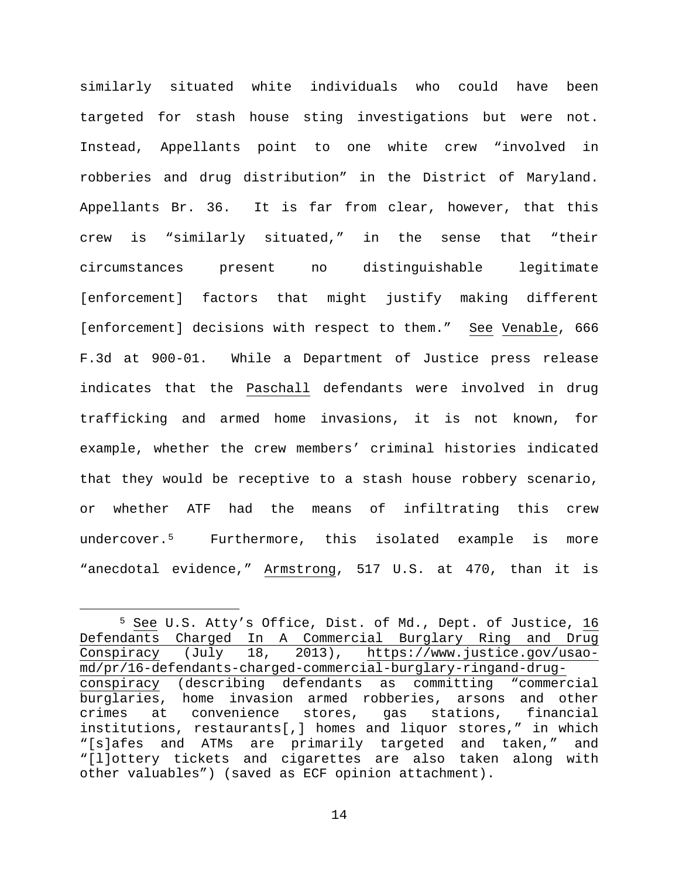similarly situated white individuals who could have been targeted for stash house sting investigations but were not. Instead, Appellants point to one white crew "involved in robberies and drug distribution" in the District of Maryland. Appellants Br. 36. It is far from clear, however, that this crew is "similarly situated," in the sense that "their circumstances present no distinguishable legitimate [enforcement] factors that might justify making different [enforcement] decisions with respect to them." See Venable, 666 F.3d at 900-01. While a Department of Justice press release indicates that the Paschall defendants were involved in drug trafficking and armed home invasions, it is not known, for example, whether the crew members' criminal histories indicated that they would be receptive to a stash house robbery scenario, or whether ATF had the means of infiltrating this crew undercover.[5] Furthermore, this isolated example is more "anecdotal evidence," Armstrong, 517 U.S. at 470, than it is

---

[5] See U.S. Atty's Office, Dist. of Md., Dept. of Justice, 16 Defendants Charged In A Commercial Burglary Ring and Drug Conspiracy (July 18, 2013), https://www.justice.gov/usao-md/pr/16-defendants-charged-commercial-burglary-ringand-drug-conspiracy (describing defendants as committing "commercial burglaries, home invasion armed robberies, arsons and other crimes at convenience stores, gas stations, financial institutions, restaurants[,] homes and liquor stores," in which "[s]afes and ATMs are primarily targeted and taken," and "[l]ottery tickets and cigarettes are also taken along with other valuables") (saved as ECF opinion attachment).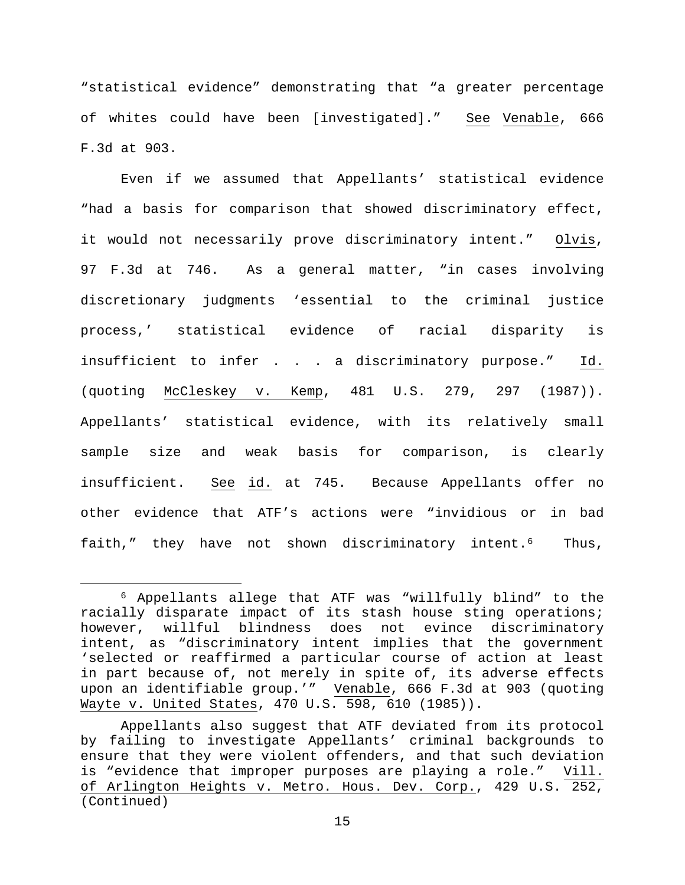"statistical evidence" demonstrating that "a greater percentage of whites could have been [investigated]." _See_ _Venable_, 666 F.3d at 903.

Even if we assumed that Appellants' statistical evidence "had a basis for comparison that showed discriminatory effect, it would not necessarily prove discriminatory intent." _Olvis_, 97 F.3d at 746. As a general matter, "in cases involving discretionary judgments 'essential to the criminal justice process,' statistical evidence of racial disparity is insufficient to infer . . . a discriminatory purpose." _Id._ (quoting _McCleskey v. Kemp_, 481 U.S. 279, 297 (1987)). Appellants' statistical evidence, with its relatively small sample size and weak basis for comparison, is clearly insufficient. _See_ _id._ at 745. Because Appellants offer no other evidence that ATF's actions were "invidious or in bad faith," they have not shown discriminatory intent.[6] Thus,

---

[6] Appellants allege that ATF was "willfully blind" to the racially disparate impact of its stash house sting operations; however, willful blindness does not evince discriminatory intent, as "discriminatory intent implies that the government 'selected or reaffirmed a particular course of action at least in part because of, not merely in spite of, its adverse effects upon an identifiable group.'" _Venable_, 666 F.3d at 903 (quoting _Wayte v. United States_, 470 U.S. 598, 610 (1985)).

Appellants also suggest that ATF deviated from its protocol by failing to investigate Appellants' criminal backgrounds to ensure that they were violent offenders, and that such deviation is "evidence that improper purposes are playing a role." _Vill. of Arlington Heights v. Metro. Hous. Dev. Corp._, 429 U.S. 252,
(Continued)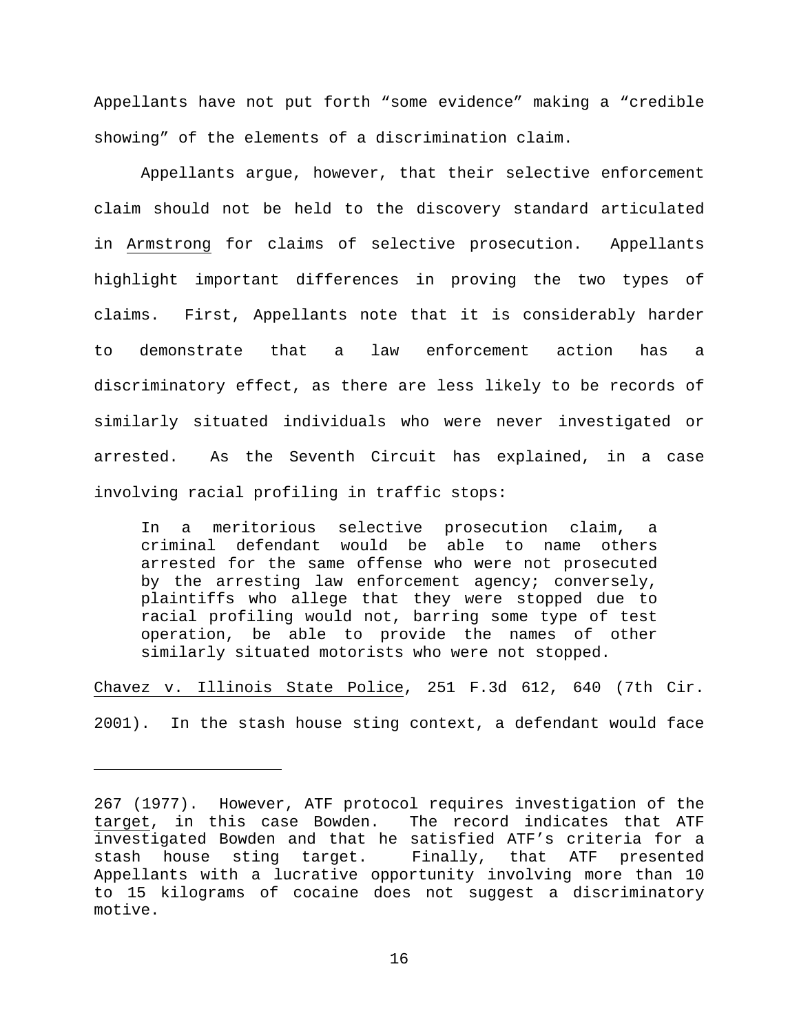Appellants have not put forth "some evidence" making a "credible showing" of the elements of a discrimination claim.

Appellants argue, however, that their selective enforcement claim should not be held to the discovery standard articulated in Armstrong for claims of selective prosecution. Appellants highlight important differences in proving the two types of claims. First, Appellants note that it is considerably harder to demonstrate that a law enforcement action has a discriminatory effect, as there are less likely to be records of similarly situated individuals who were never investigated or arrested. As the Seventh Circuit has explained, in a case involving racial profiling in traffic stops:

> In a meritorious selective prosecution claim, a criminal defendant would be able to name others arrested for the same offense who were not prosecuted by the arresting law enforcement agency; conversely, plaintiffs who allege that they were stopped due to racial profiling would not, barring some type of test operation, be able to provide the names of other similarly situated motorists who were not stopped.

Chavez v. Illinois State Police, 251 F.3d 612, 640 (7th Cir. 2001). In the stash house sting context, a defendant would face

---

267 (1977). However, ATF protocol requires investigation of the target, in this case Bowden. The record indicates that ATF investigated Bowden and that he satisfied ATF's criteria for a stash house sting target. Finally, that ATF presented Appellants with a lucrative opportunity involving more than 10 to 15 kilograms of cocaine does not suggest a discriminatory motive.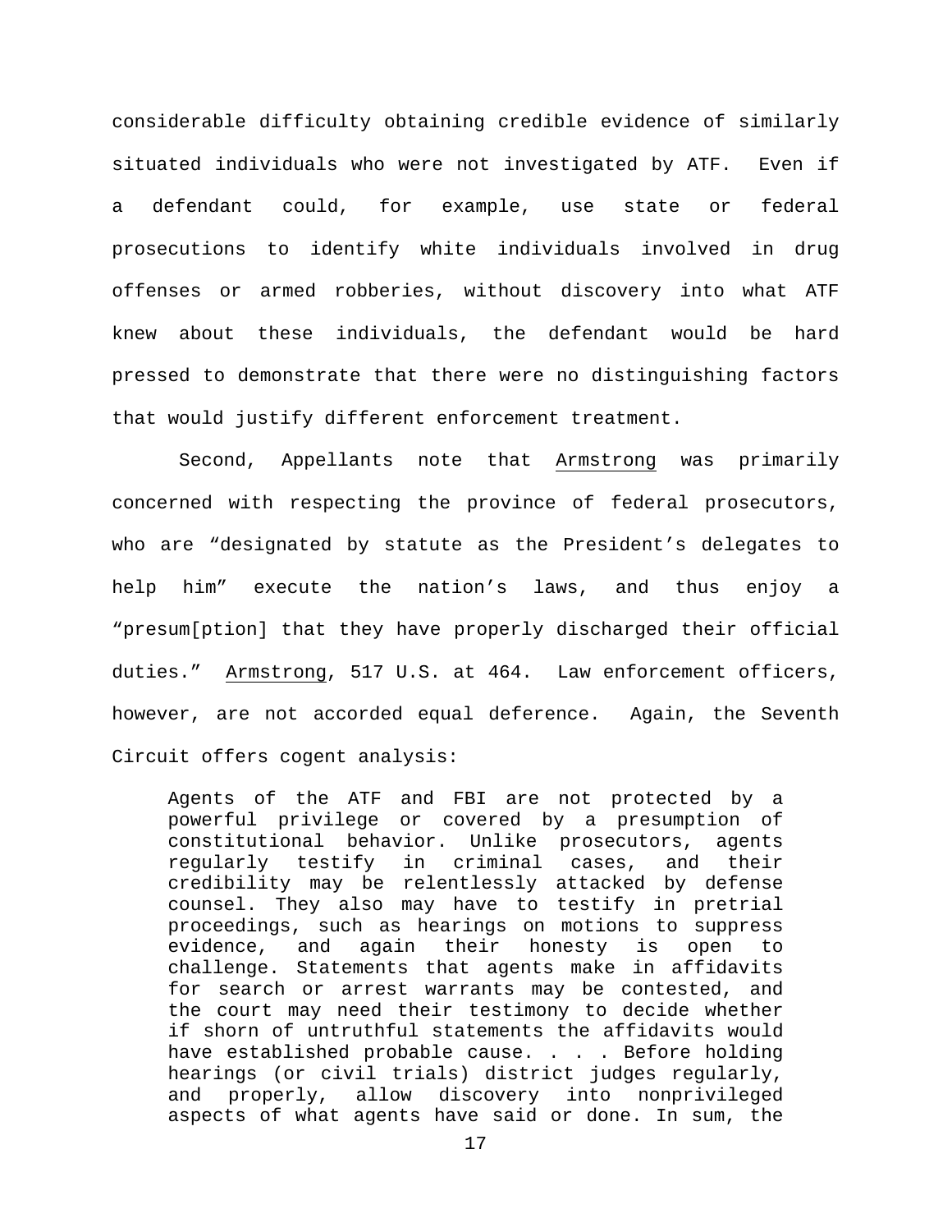considerable difficulty obtaining credible evidence of similarly situated individuals who were not investigated by ATF. Even if a defendant could, for example, use state or federal prosecutions to identify white individuals involved in drug offenses or armed robberies, without discovery into what ATF knew about these individuals, the defendant would be hard pressed to demonstrate that there were no distinguishing factors that would justify different enforcement treatment.

Second, Appellants note that Armstrong was primarily concerned with respecting the province of federal prosecutors, who are "designated by statute as the President's delegates to help him" execute the nation's laws, and thus enjoy a "presum[ption] that they have properly discharged their official duties." Armstrong, 517 U.S. at 464. Law enforcement officers, however, are not accorded equal deference. Again, the Seventh Circuit offers cogent analysis:

> Agents of the ATF and FBI are not protected by a powerful privilege or covered by a presumption of constitutional behavior. Unlike prosecutors, agents regularly testify in criminal cases, and their credibility may be relentlessly attacked by defense counsel. They also may have to testify in pretrial proceedings, such as hearings on motions to suppress evidence, and again their honesty is open to challenge. Statements that agents make in affidavits for search or arrest warrants may be contested, and the court may need their testimony to decide whether if shorn of untruthful statements the affidavits would have established probable cause. . . . Before holding hearings (or civil trials) district judges regularly, and properly, allow discovery into nonprivileged aspects of what agents have said or done. In sum, the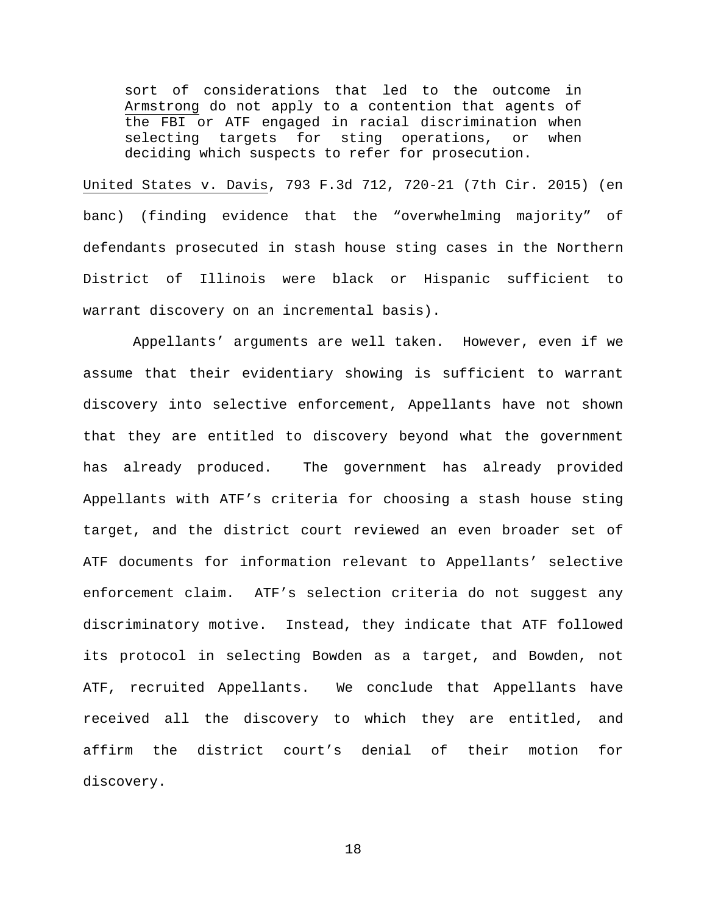> sort of considerations that led to the outcome in Armstrong do not apply to a contention that agents of the FBI or ATF engaged in racial discrimination when selecting targets for sting operations, or when deciding which suspects to refer for prosecution.

United States v. Davis, 793 F.3d 712, 720-21 (7th Cir. 2015) (en banc) (finding evidence that the "overwhelming majority" of defendants prosecuted in stash house sting cases in the Northern District of Illinois were black or Hispanic sufficient to warrant discovery on an incremental basis).

Appellants' arguments are well taken. However, even if we assume that their evidentiary showing is sufficient to warrant discovery into selective enforcement, Appellants have not shown that they are entitled to discovery beyond what the government has already produced. The government has already provided Appellants with ATF's criteria for choosing a stash house sting target, and the district court reviewed an even broader set of ATF documents for information relevant to Appellants' selective enforcement claim. ATF's selection criteria do not suggest any discriminatory motive. Instead, they indicate that ATF followed its protocol in selecting Bowden as a target, and Bowden, not ATF, recruited Appellants. We conclude that Appellants have received all the discovery to which they are entitled, and affirm the district court's denial of their motion for discovery.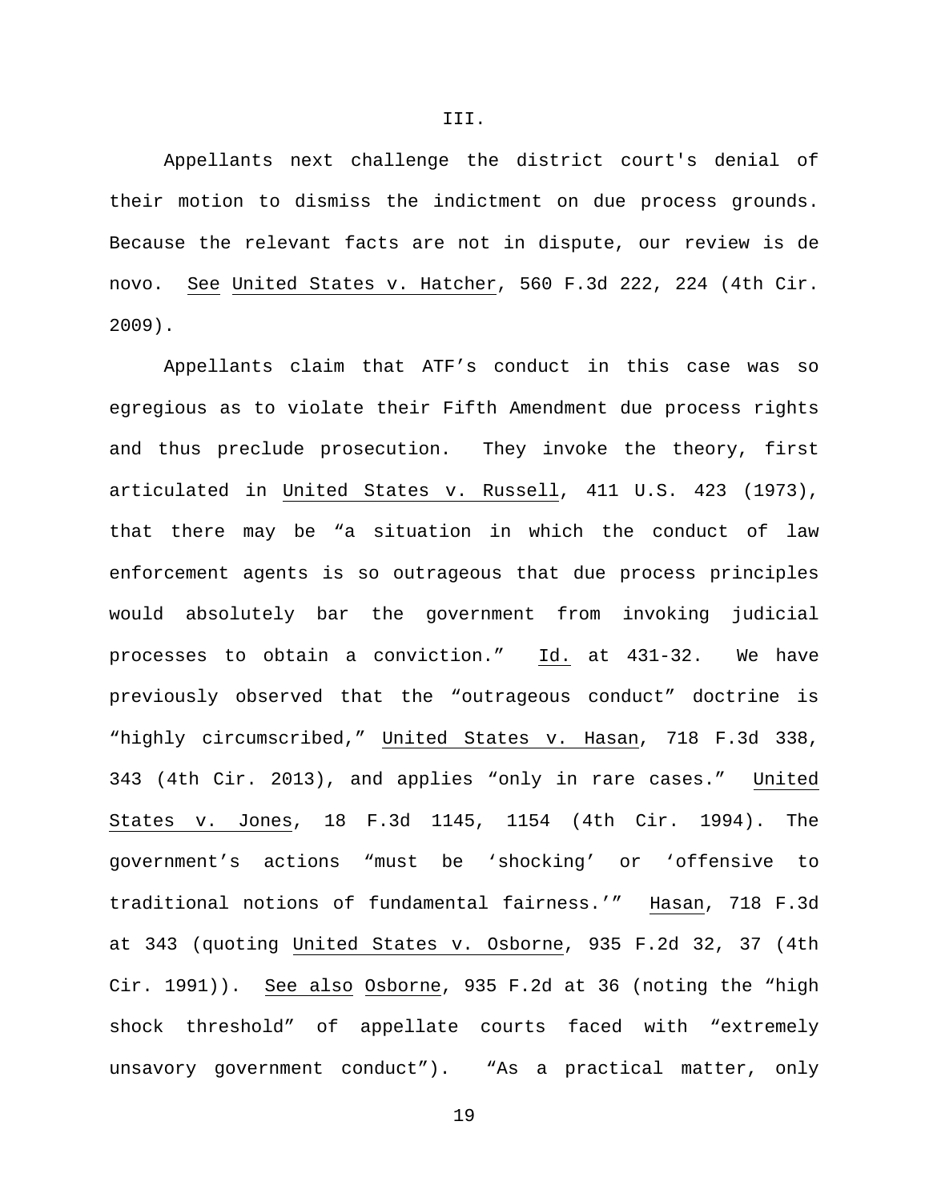III.

Appellants next challenge the district court's denial of their motion to dismiss the indictment on due process grounds. Because the relevant facts are not in dispute, our review is de novo. See United States v. Hatcher, 560 F.3d 222, 224 (4th Cir. 2009).

Appellants claim that ATF's conduct in this case was so egregious as to violate their Fifth Amendment due process rights and thus preclude prosecution. They invoke the theory, first articulated in United States v. Russell, 411 U.S. 423 (1973), that there may be "a situation in which the conduct of law enforcement agents is so outrageous that due process principles would absolutely bar the government from invoking judicial processes to obtain a conviction." Id. at 431-32. We have previously observed that the "outrageous conduct" doctrine is "highly circumscribed," United States v. Hasan, 718 F.3d 338, 343 (4th Cir. 2013), and applies "only in rare cases." United States v. Jones, 18 F.3d 1145, 1154 (4th Cir. 1994). The government's actions "must be 'shocking' or 'offensive to traditional notions of fundamental fairness.'" Hasan, 718 F.3d at 343 (quoting United States v. Osborne, 935 F.2d 32, 37 (4th Cir. 1991)). See also Osborne, 935 F.2d at 36 (noting the "high shock threshold" of appellate courts faced with "extremely unsavory government conduct"). "As a practical matter, only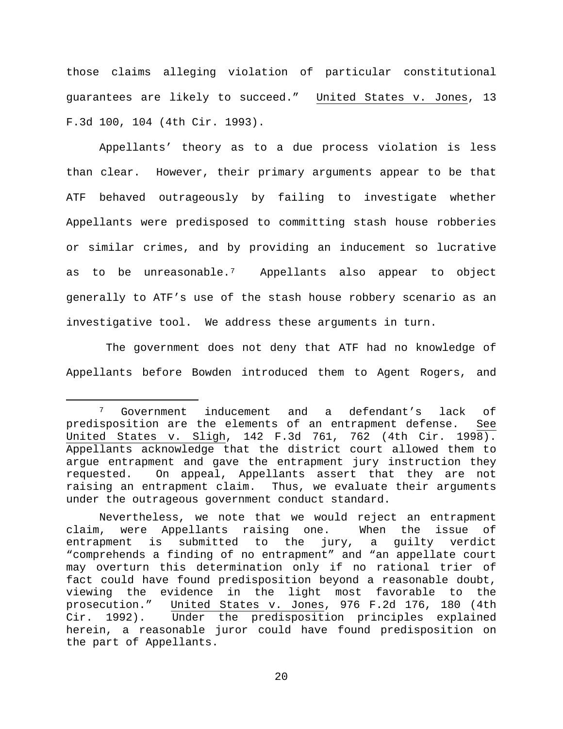those claims alleging violation of particular constitutional guarantees are likely to succeed." United States v. Jones, 13 F.3d 100, 104 (4th Cir. 1993).

Appellants' theory as to a due process violation is less than clear. However, their primary arguments appear to be that ATF behaved outrageously by failing to investigate whether Appellants were predisposed to committing stash house robberies or similar crimes, and by providing an inducement so lucrative as to be unreasonable.[7] Appellants also appear to object generally to ATF's use of the stash house robbery scenario as an investigative tool. We address these arguments in turn.

The government does not deny that ATF had no knowledge of Appellants before Bowden introduced them to Agent Rogers, and

---

[7] Government inducement and a defendant's lack of predisposition are the elements of an entrapment defense. See United States v. Sligh, 142 F.3d 761, 762 (4th Cir. 1998). Appellants acknowledge that the district court allowed them to argue entrapment and gave the entrapment jury instruction they requested. On appeal, Appellants assert that they are not raising an entrapment claim. Thus, we evaluate their arguments under the outrageous government conduct standard.

Nevertheless, we note that we would reject an entrapment claim, were Appellants raising one. When the issue of entrapment is submitted to the jury, a guilty verdict "comprehends a finding of no entrapment" and "an appellate court may overturn this determination only if no rational trier of fact could have found predisposition beyond a reasonable doubt, viewing the evidence in the light most favorable to the prosecution." United States v. Jones, 976 F.2d 176, 180 (4th Cir. 1992). Under the predisposition principles explained herein, a reasonable juror could have found predisposition on the part of Appellants.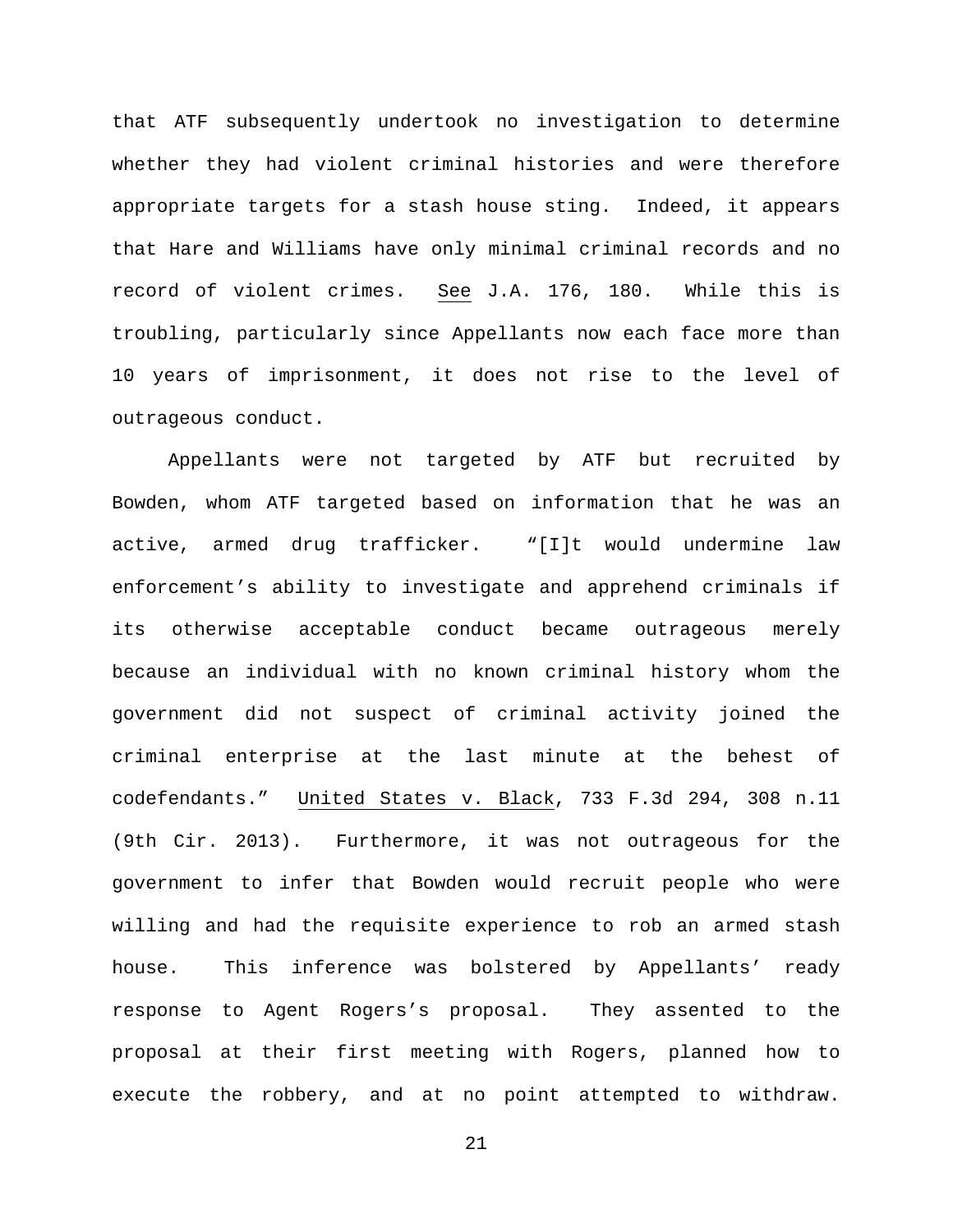that ATF subsequently undertook no investigation to determine whether they had violent criminal histories and were therefore appropriate targets for a stash house sting. Indeed, it appears that Hare and Williams have only minimal criminal records and no record of violent crimes. See J.A. 176, 180. While this is troubling, particularly since Appellants now each face more than 10 years of imprisonment, it does not rise to the level of outrageous conduct.

Appellants were not targeted by ATF but recruited by Bowden, whom ATF targeted based on information that he was an active, armed drug trafficker. "[I]t would undermine law enforcement's ability to investigate and apprehend criminals if its otherwise acceptable conduct became outrageous merely because an individual with no known criminal history whom the government did not suspect of criminal activity joined the criminal enterprise at the last minute at the behest of codefendants." United States v. Black, 733 F.3d 294, 308 n.11 (9th Cir. 2013). Furthermore, it was not outrageous for the government to infer that Bowden would recruit people who were willing and had the requisite experience to rob an armed stash house. This inference was bolstered by Appellants' ready response to Agent Rogers's proposal. They assented to the proposal at their first meeting with Rogers, planned how to execute the robbery, and at no point attempted to withdraw.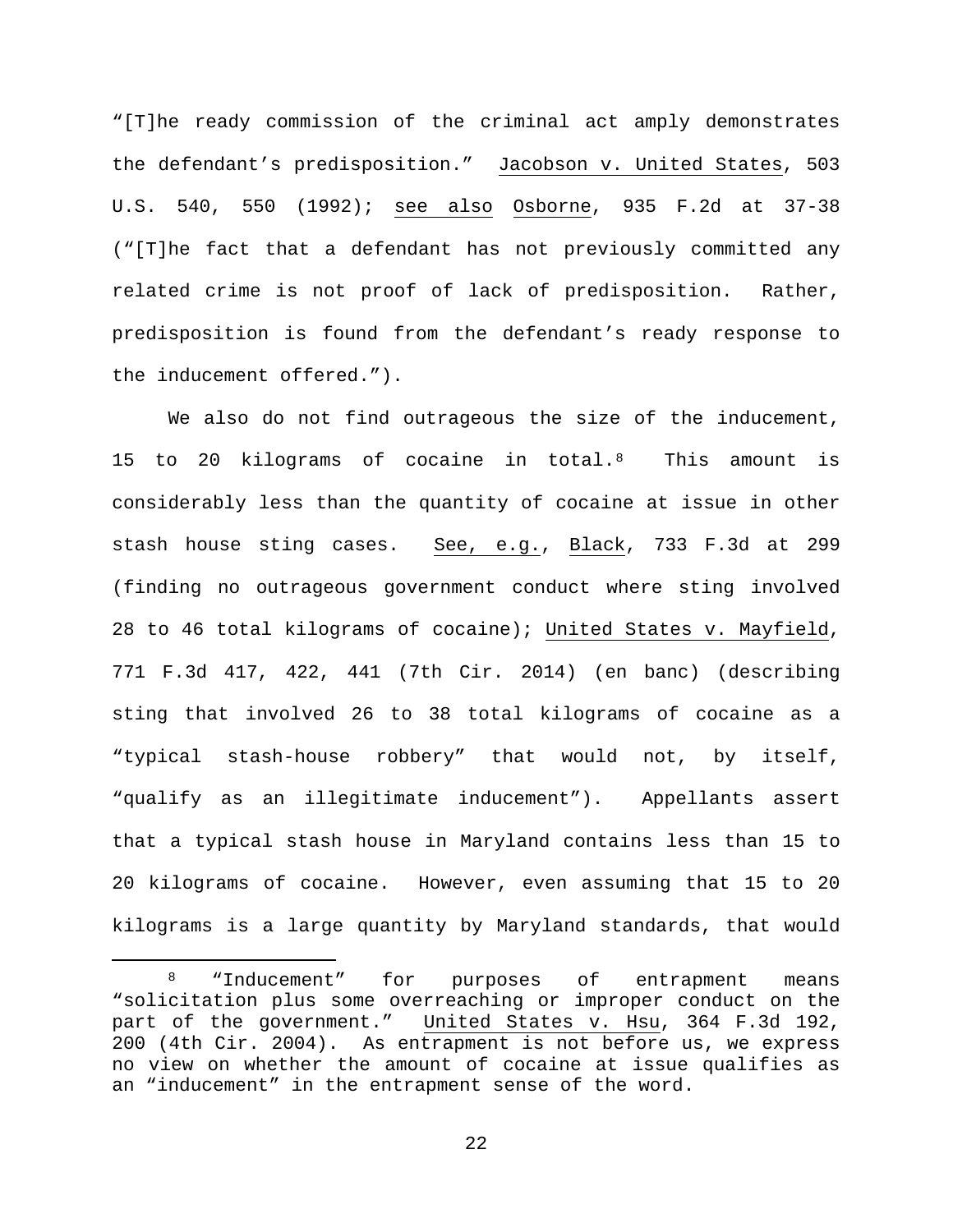"[T]he ready commission of the criminal act amply demonstrates the defendant's predisposition." Jacobson v. United States, 503 U.S. 540, 550 (1992); see also Osborne, 935 F.2d at 37-38 ("[T]he fact that a defendant has not previously committed any related crime is not proof of lack of predisposition. Rather, predisposition is found from the defendant's ready response to the inducement offered.").

We also do not find outrageous the size of the inducement, 15 to 20 kilograms of cocaine in total.[8] This amount is considerably less than the quantity of cocaine at issue in other stash house sting cases. See, e.g., Black, 733 F.3d at 299 (finding no outrageous government conduct where sting involved 28 to 46 total kilograms of cocaine); United States v. Mayfield, 771 F.3d 417, 422, 441 (7th Cir. 2014) (en banc) (describing sting that involved 26 to 38 total kilograms of cocaine as a "typical stash-house robbery" that would not, by itself, "qualify as an illegitimate inducement"). Appellants assert that a typical stash house in Maryland contains less than 15 to 20 kilograms of cocaine. However, even assuming that 15 to 20 kilograms is a large quantity by Maryland standards, that would

[8] "Inducement" for purposes of entrapment means "solicitation plus some overreaching or improper conduct on the part of the government." United States v. Hsu, 364 F.3d 192, 200 (4th Cir. 2004). As entrapment is not before us, we express no view on whether the amount of cocaine at issue qualifies as an "inducement" in the entrapment sense of the word.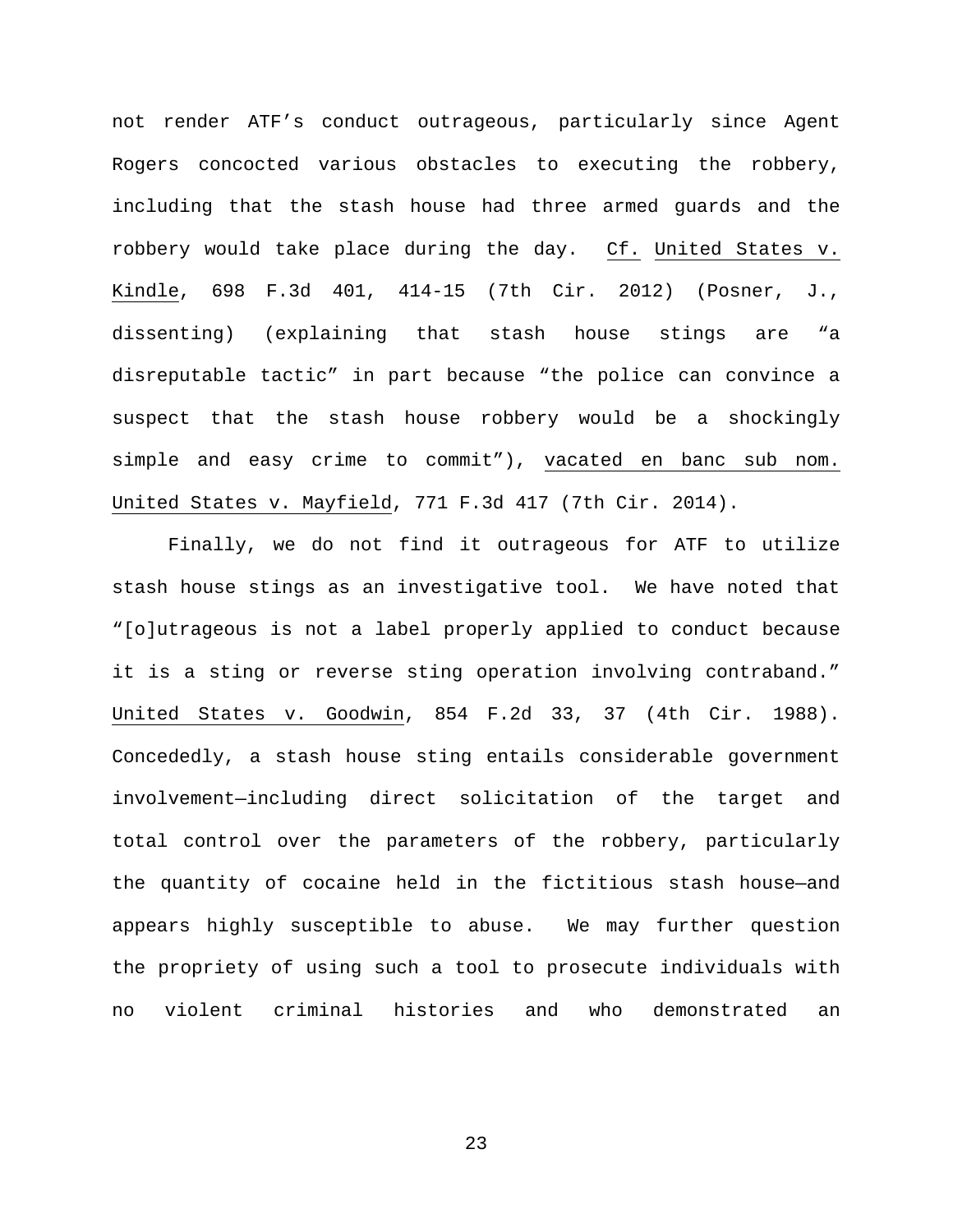not render ATF's conduct outrageous, particularly since Agent Rogers concocted various obstacles to executing the robbery, including that the stash house had three armed guards and the robbery would take place during the day. Cf. United States v. Kindle, 698 F.3d 401, 414-15 (7th Cir. 2012) (Posner, J., dissenting) (explaining that stash house stings are "a disreputable tactic" in part because "the police can convince a suspect that the stash house robbery would be a shockingly simple and easy crime to commit"), vacated en banc sub nom. United States v. Mayfield, 771 F.3d 417 (7th Cir. 2014).

Finally, we do not find it outrageous for ATF to utilize stash house stings as an investigative tool. We have noted that "[o]utrageous is not a label properly applied to conduct because it is a sting or reverse sting operation involving contraband." United States v. Goodwin, 854 F.2d 33, 37 (4th Cir. 1988). Concededly, a stash house sting entails considerable government involvement—including direct solicitation of the target and total control over the parameters of the robbery, particularly the quantity of cocaine held in the fictitious stash house—and appears highly susceptible to abuse. We may further question the propriety of using such a tool to prosecute individuals with no violent criminal histories and who demonstrated an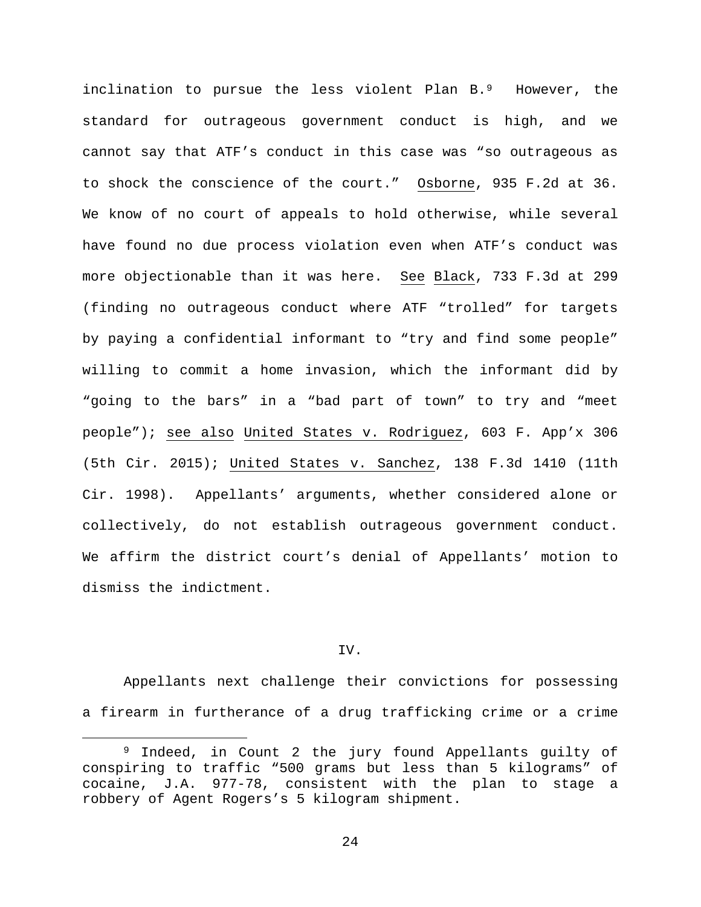inclination to pursue the less violent Plan B.[9] However, the standard for outrageous government conduct is high, and we cannot say that ATF's conduct in this case was "so outrageous as to shock the conscience of the court." Osborne, 935 F.2d at 36. We know of no court of appeals to hold otherwise, while several have found no due process violation even when ATF's conduct was more objectionable than it was here. See Black, 733 F.3d at 299 (finding no outrageous conduct where ATF "trolled" for targets by paying a confidential informant to "try and find some people" willing to commit a home invasion, which the informant did by "going to the bars" in a "bad part of town" to try and "meet people"); see also United States v. Rodriguez, 603 F. App'x 306 (5th Cir. 2015); United States v. Sanchez, 138 F.3d 1410 (11th Cir. 1998). Appellants' arguments, whether considered alone or collectively, do not establish outrageous government conduct. We affirm the district court's denial of Appellants' motion to dismiss the indictment.

## IV.

Appellants next challenge their convictions for possessing a firearm in furtherance of a drug trafficking crime or a crime

---

[9] Indeed, in Count 2 the jury found Appellants guilty of conspiring to traffic "500 grams but less than 5 kilograms" of cocaine, J.A. 977-78, consistent with the plan to stage a robbery of Agent Rogers's 5 kilogram shipment.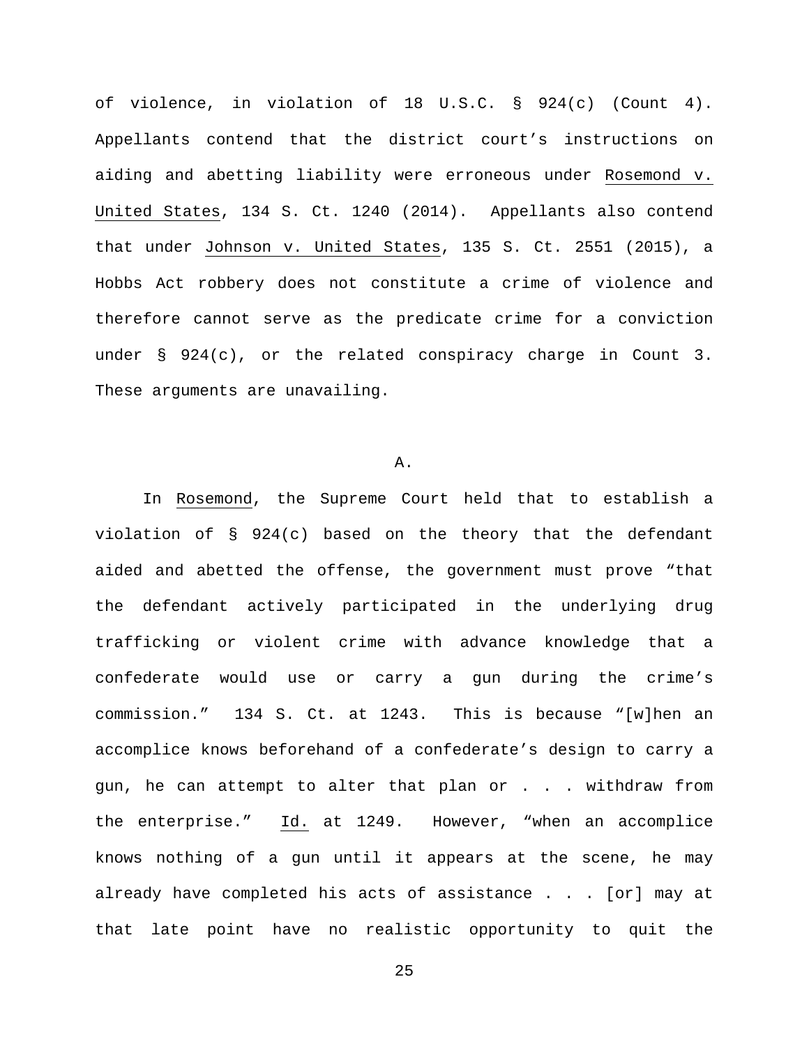of violence, in violation of 18 U.S.C. § 924(c) (Count 4). Appellants contend that the district court's instructions on aiding and abetting liability were erroneous under Rosemond v. United States, 134 S. Ct. 1240 (2014). Appellants also contend that under Johnson v. United States, 135 S. Ct. 2551 (2015), a Hobbs Act robbery does not constitute a crime of violence and therefore cannot serve as the predicate crime for a conviction under § 924(c), or the related conspiracy charge in Count 3. These arguments are unavailing.

## A.

In Rosemond, the Supreme Court held that to establish a violation of § 924(c) based on the theory that the defendant aided and abetted the offense, the government must prove "that the defendant actively participated in the underlying drug trafficking or violent crime with advance knowledge that a confederate would use or carry a gun during the crime's commission." 134 S. Ct. at 1243. This is because "[w]hen an accomplice knows beforehand of a confederate's design to carry a gun, he can attempt to alter that plan or . . . withdraw from the enterprise." Id. at 1249. However, "when an accomplice knows nothing of a gun until it appears at the scene, he may already have completed his acts of assistance . . . [or] may at that late point have no realistic opportunity to quit the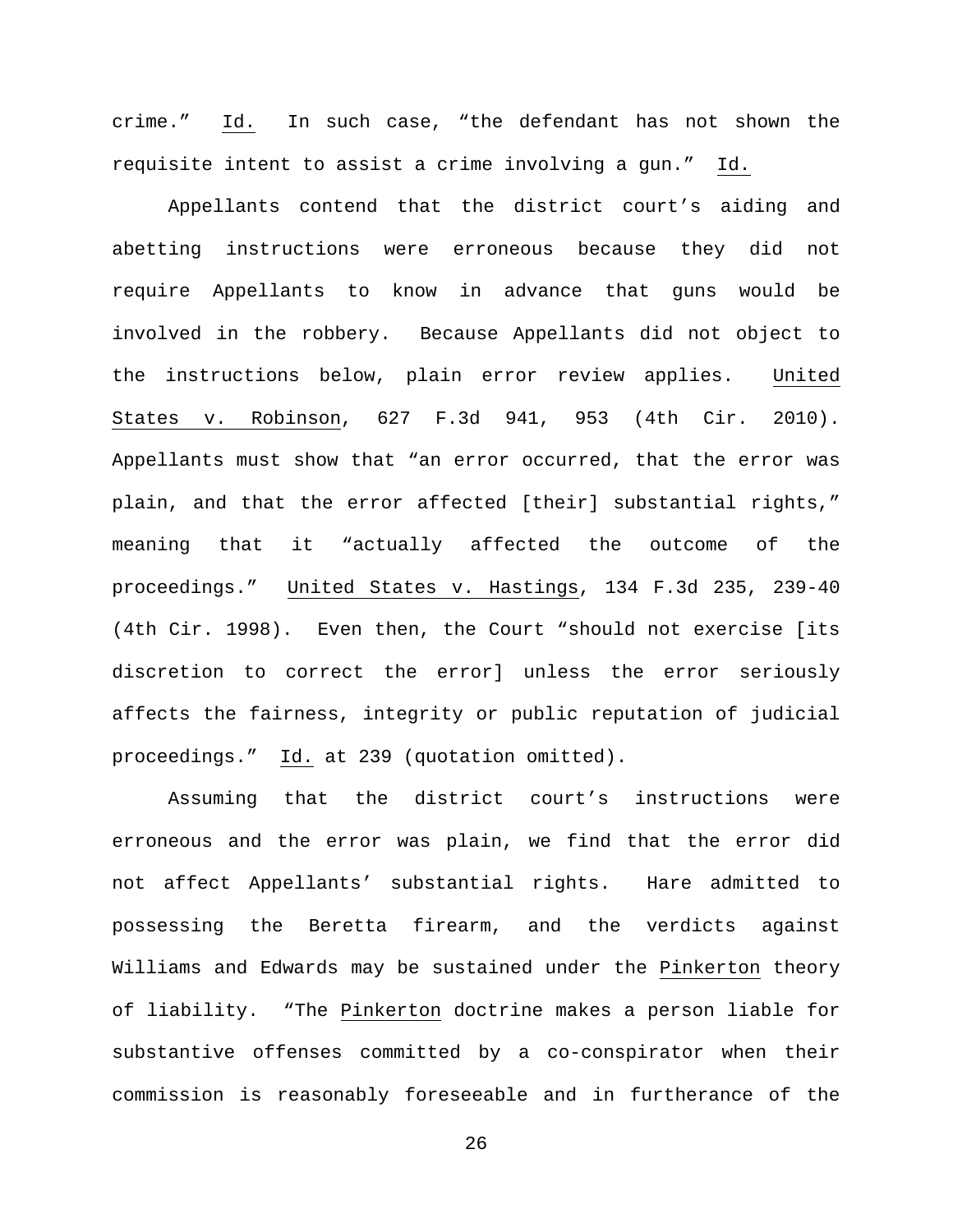crime." _Id._ In such case, "the defendant has not shown the requisite intent to assist a crime involving a gun." _Id._

Appellants contend that the district court's aiding and abetting instructions were erroneous because they did not require Appellants to know in advance that guns would be involved in the robbery. Because Appellants did not object to the instructions below, plain error review applies. _United States v. Robinson_, 627 F.3d 941, 953 (4th Cir. 2010). Appellants must show that "an error occurred, that the error was plain, and that the error affected [their] substantial rights," meaning that it "actually affected the outcome of the proceedings." _United States v. Hastings_, 134 F.3d 235, 239-40 (4th Cir. 1998). Even then, the Court "should not exercise [its discretion to correct the error] unless the error seriously affects the fairness, integrity or public reputation of judicial proceedings." _Id._ at 239 (quotation omitted).

Assuming that the district court's instructions were erroneous and the error was plain, we find that the error did not affect Appellants' substantial rights. Hare admitted to possessing the Beretta firearm, and the verdicts against Williams and Edwards may be sustained under the _Pinkerton_ theory of liability. "The _Pinkerton_ doctrine makes a person liable for substantive offenses committed by a co-conspirator when their commission is reasonably foreseeable and in furtherance of the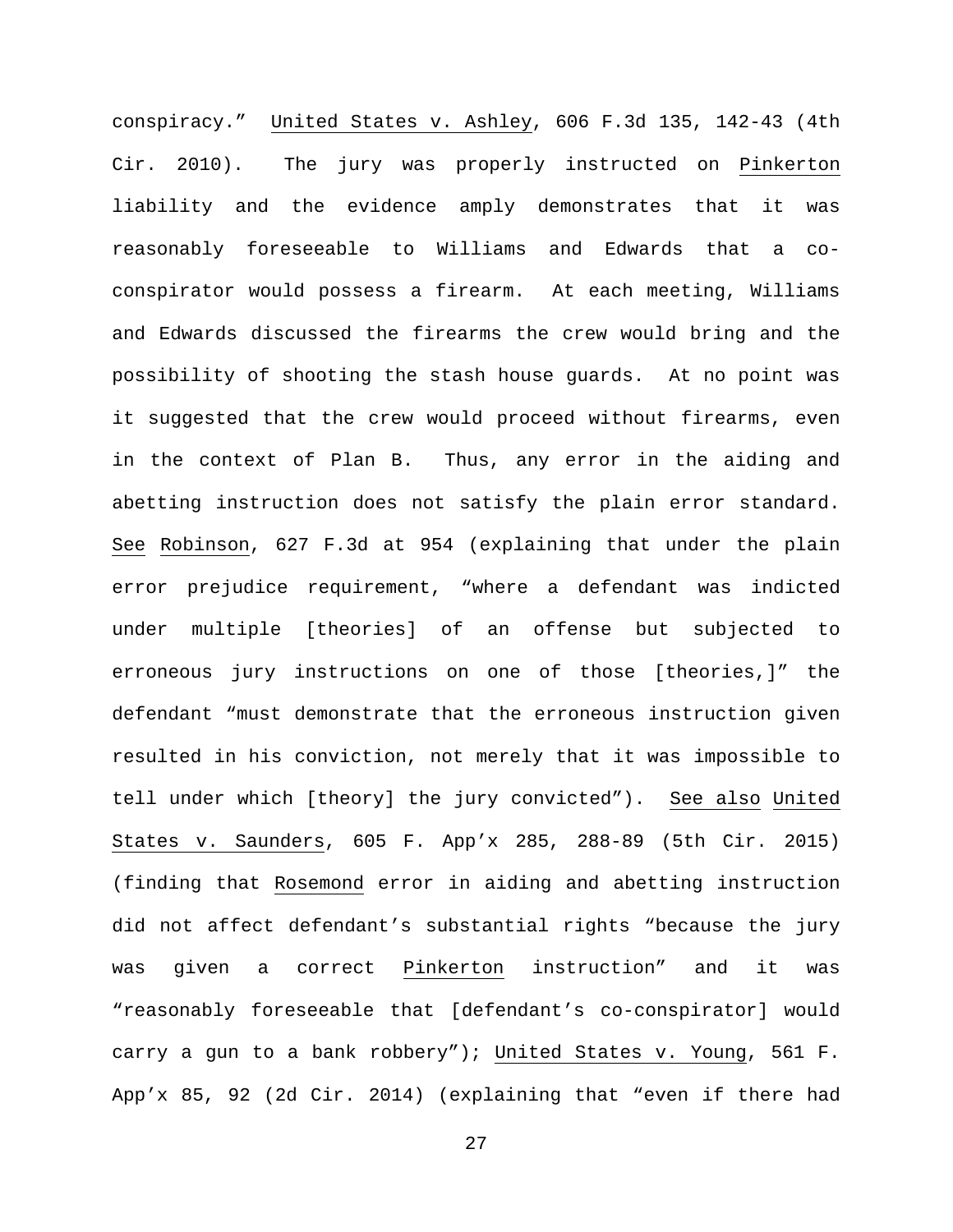conspiracy." United States v. Ashley, 606 F.3d 135, 142-43 (4th Cir. 2010). The jury was properly instructed on Pinkerton liability and the evidence amply demonstrates that it was reasonably foreseeable to Williams and Edwards that a co-conspirator would possess a firearm. At each meeting, Williams and Edwards discussed the firearms the crew would bring and the possibility of shooting the stash house guards. At no point was it suggested that the crew would proceed without firearms, even in the context of Plan B. Thus, any error in the aiding and abetting instruction does not satisfy the plain error standard. See Robinson, 627 F.3d at 954 (explaining that under the plain error prejudice requirement, "where a defendant was indicted under multiple [theories] of an offense but subjected to erroneous jury instructions on one of those [theories,]" the defendant "must demonstrate that the erroneous instruction given resulted in his conviction, not merely that it was impossible to tell under which [theory] the jury convicted"). See also United States v. Saunders, 605 F. App'x 285, 288-89 (5th Cir. 2015) (finding that Rosemond error in aiding and abetting instruction did not affect defendant's substantial rights "because the jury was given a correct Pinkerton instruction" and it was "reasonably foreseeable that [defendant's co-conspirator] would carry a gun to a bank robbery"); United States v. Young, 561 F. App'x 85, 92 (2d Cir. 2014) (explaining that "even if there had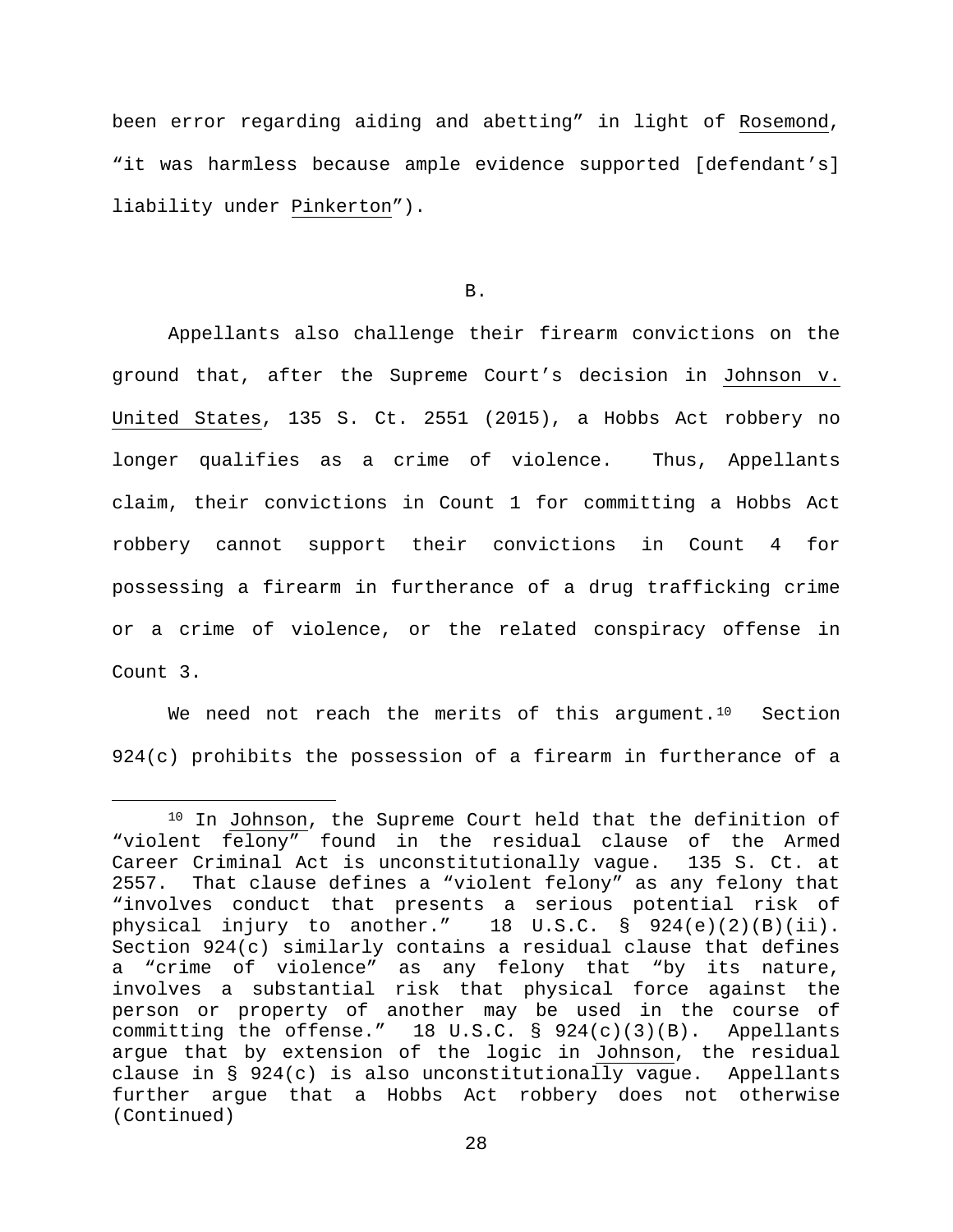been error regarding aiding and abetting" in light of Rosemond, "it was harmless because ample evidence supported [defendant's] liability under Pinkerton").

B.

Appellants also challenge their firearm convictions on the ground that, after the Supreme Court's decision in Johnson v. United States, 135 S. Ct. 2551 (2015), a Hobbs Act robbery no longer qualifies as a crime of violence. Thus, Appellants claim, their convictions in Count 1 for committing a Hobbs Act robbery cannot support their convictions in Count 4 for possessing a firearm in furtherance of a drug trafficking crime or a crime of violence, or the related conspiracy offense in Count 3.

We need not reach the merits of this argument.[10] Section 924(c) prohibits the possession of a firearm in furtherance of a

[10] In Johnson, the Supreme Court held that the definition of "violent felony" found in the residual clause of the Armed Career Criminal Act is unconstitutionally vague. 135 S. Ct. at 2557. That clause defines a "violent felony" as any felony that "involves conduct that presents a serious potential risk of physical injury to another." 18 U.S.C. § 924(e)(2)(B)(ii). Section 924(c) similarly contains a residual clause that defines a "crime of violence" as any felony that "by its nature, involves a substantial risk that physical force against the person or property of another may be used in the course of committing the offense." 18 U.S.C. § 924(c)(3)(B). Appellants argue that by extension of the logic in Johnson, the residual clause in § 924(c) is also unconstitutionally vague. Appellants further argue that a Hobbs Act robbery does not otherwise (Continued)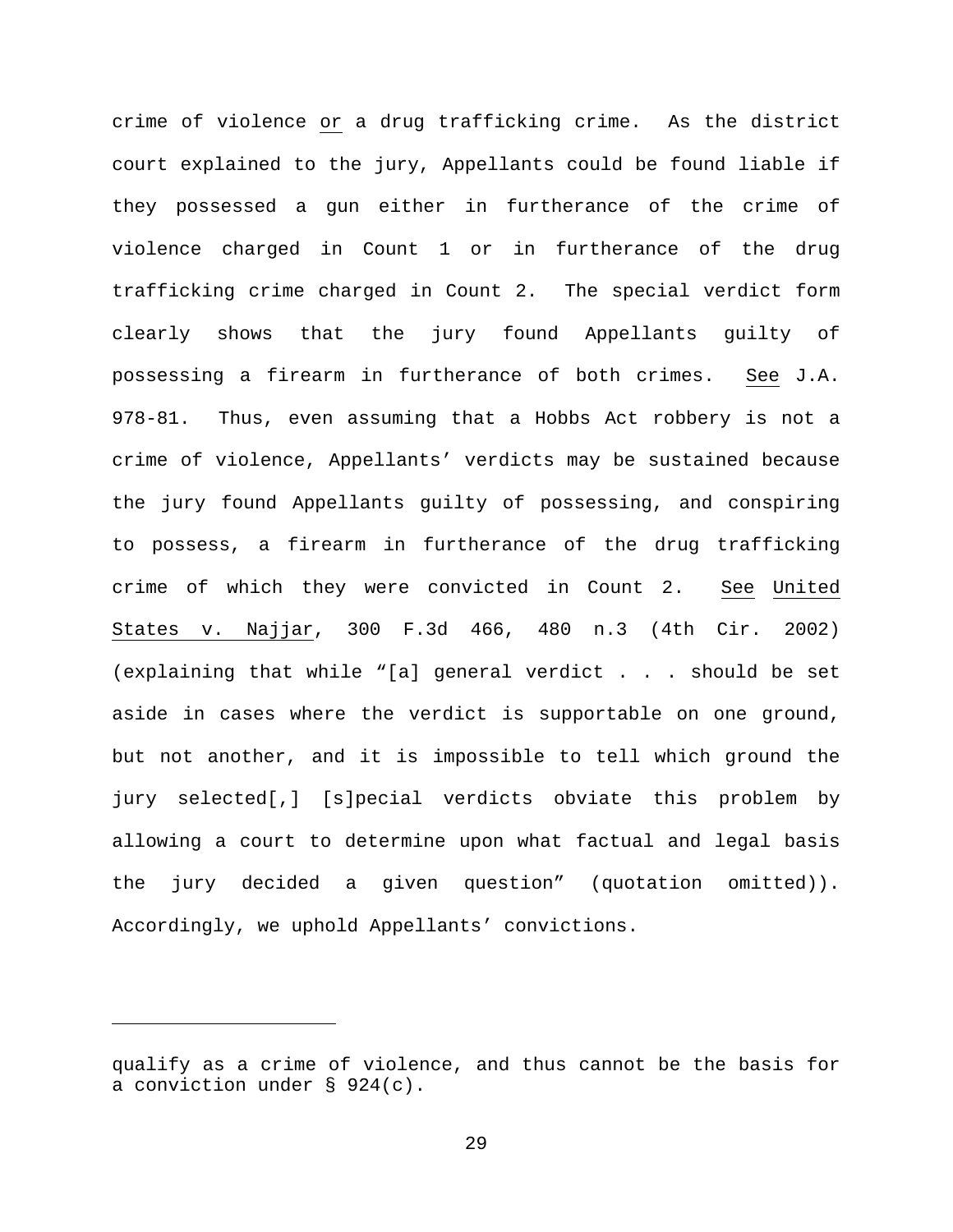crime of violence _or_ a drug trafficking crime. As the district court explained to the jury, Appellants could be found liable if they possessed a gun either in furtherance of the crime of violence charged in Count 1 or in furtherance of the drug trafficking crime charged in Count 2. The special verdict form clearly shows that the jury found Appellants guilty of possessing a firearm in furtherance of both crimes. _See_ J.A. 978-81. Thus, even assuming that a Hobbs Act robbery is not a crime of violence, Appellants' verdicts may be sustained because the jury found Appellants guilty of possessing, and conspiring to possess, a firearm in furtherance of the drug trafficking crime of which they were convicted in Count 2. _See_ _United States v. Najjar_, 300 F.3d 466, 480 n.3 (4th Cir. 2002) (explaining that while "[a] general verdict . . . should be set aside in cases where the verdict is supportable on one ground, but not another, and it is impossible to tell which ground the jury selected[,] [s]pecial verdicts obviate this problem by allowing a court to determine upon what factual and legal basis the jury decided a given question" (quotation omitted)). Accordingly, we uphold Appellants' convictions.

---

qualify as a crime of violence, and thus cannot be the basis for a conviction under § 924(c).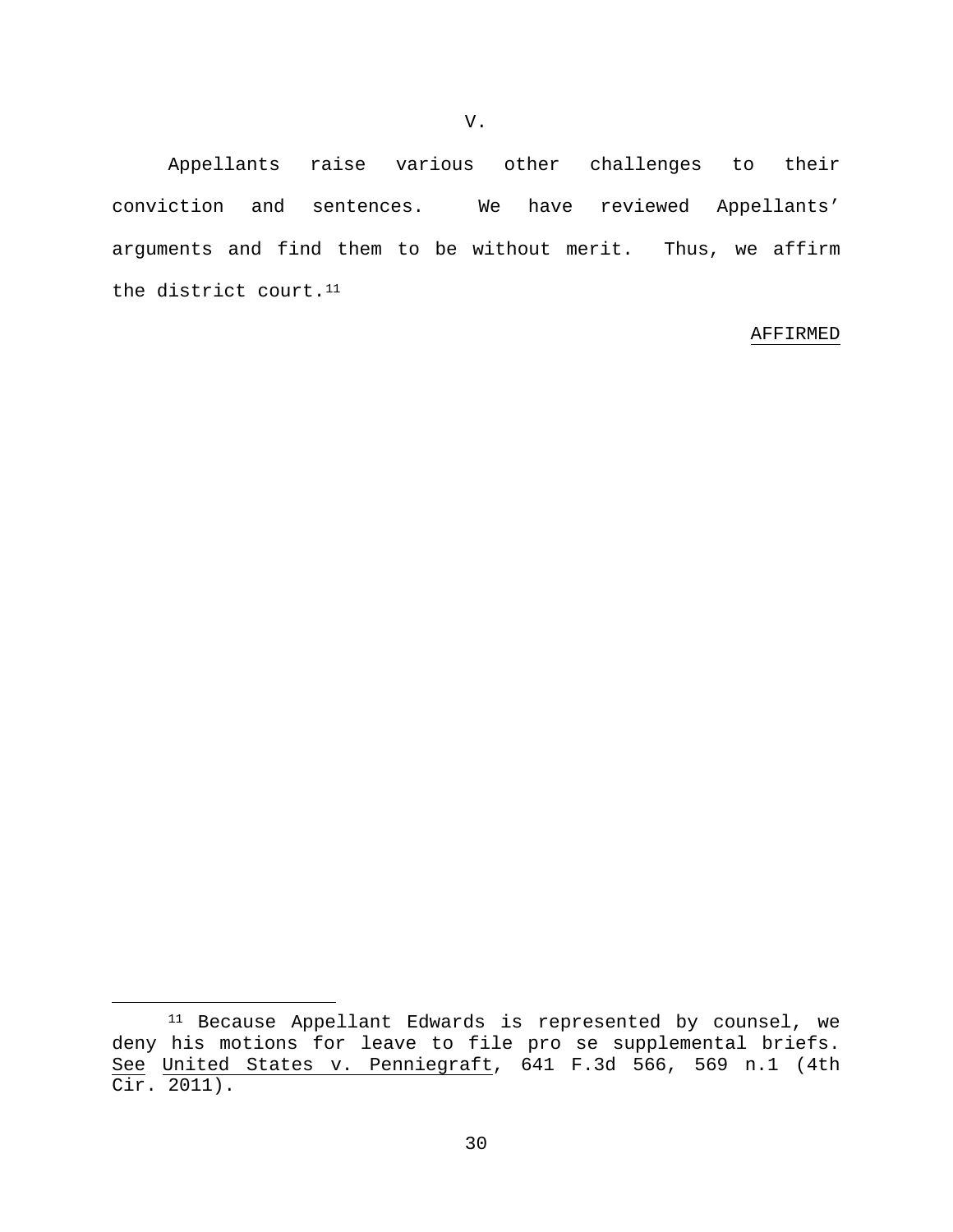## V.

Appellants raise various other challenges to their conviction and sentences. We have reviewed Appellants' arguments and find them to be without merit. Thus, we affirm the district court.[11]

AFFIRMED

---

[11] Because Appellant Edwards is represented by counsel, we deny his motions for leave to file pro se supplemental briefs. See United States v. Penniegraft, 641 F.3d 566, 569 n.1 (4th Cir. 2011).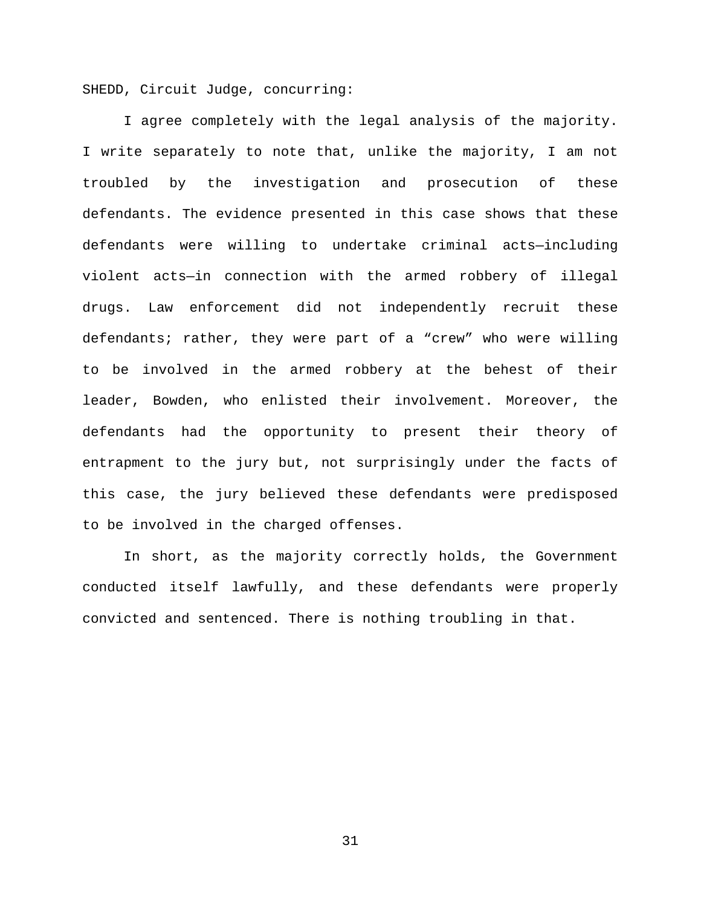SHEDD, Circuit Judge, concurring:

I agree completely with the legal analysis of the majority. I write separately to note that, unlike the majority, I am not troubled by the investigation and prosecution of these defendants. The evidence presented in this case shows that these defendants were willing to undertake criminal acts—including violent acts—in connection with the armed robbery of illegal drugs. Law enforcement did not independently recruit these defendants; rather, they were part of a "crew" who were willing to be involved in the armed robbery at the behest of their leader, Bowden, who enlisted their involvement. Moreover, the defendants had the opportunity to present their theory of entrapment to the jury but, not surprisingly under the facts of this case, the jury believed these defendants were predisposed to be involved in the charged offenses.

In short, as the majority correctly holds, the Government conducted itself lawfully, and these defendants were properly convicted and sentenced. There is nothing troubling in that.